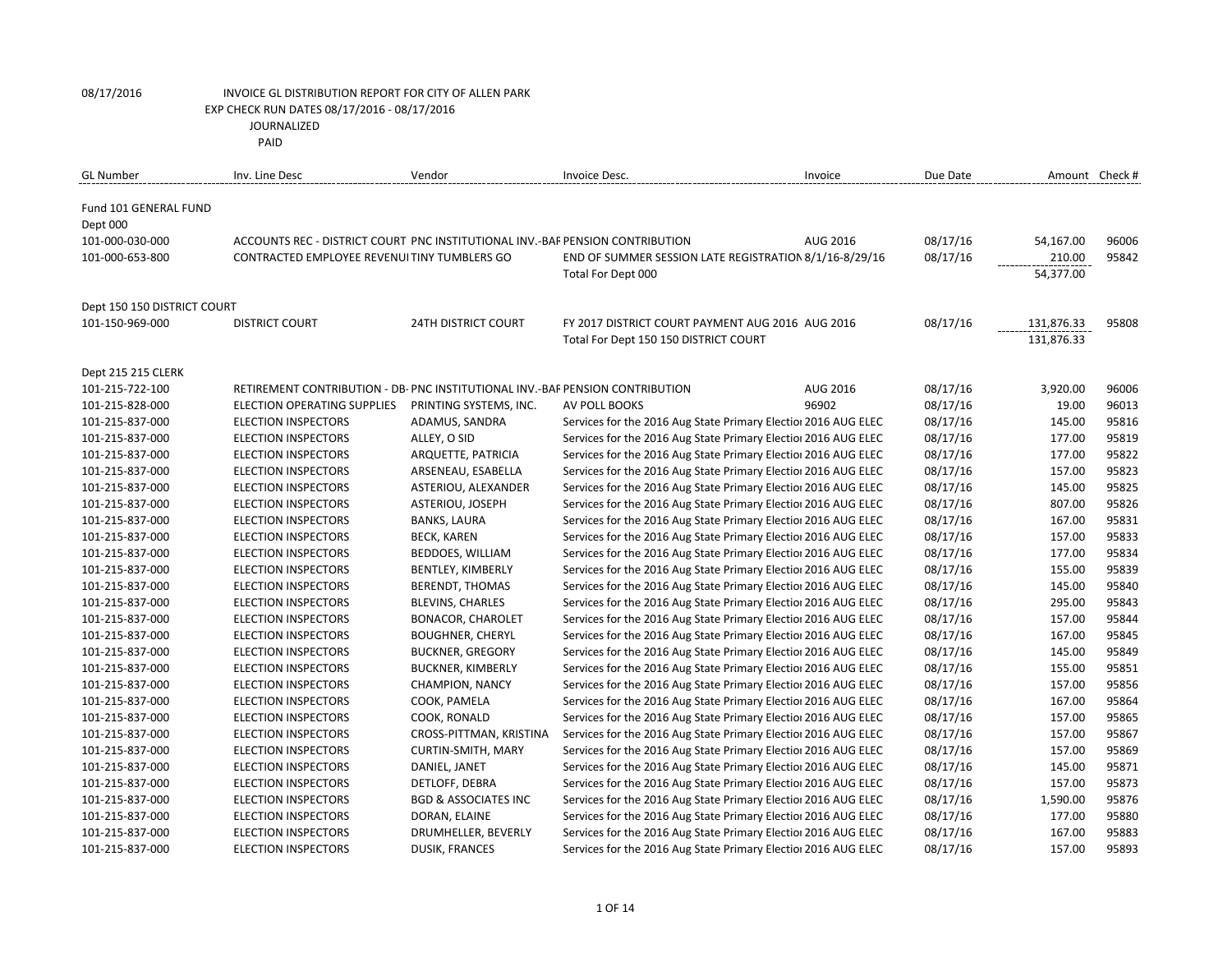08/17/2016 INVOICE GL DISTRIBUTION REPORT FOR CITY OF ALLEN PARK
EXP CHECK RUN DATES 08/17/2016 - 08/17/2016
JOURNALIZED
PAID

| GL Number | Inv. Line Desc | Vendor | Invoice Desc. | Invoice | Due Date | Amount | Check # |
|---|---|---|---|---|---|---|---|
| Fund 101 GENERAL FUND | | | | | | | |
| Dept 000 | | | | | | | |
| 101-000-030-000 | ACCOUNTS REC - DISTRICT COURT | PNC INSTITUTIONAL INV.-BAF | PENSION CONTRIBUTION | AUG 2016 | 08/17/16 | 54,167.00 | 96006 |
| 101-000-653-800 | CONTRACTED EMPLOYEE REVENUI | TINY TUMBLERS GO | END OF SUMMER SESSION LATE REGISTRATION | 8/1/16-8/29/16 | 08/17/16 | 210.00 | 95842 |
| | | | Total For Dept 000 | | | 54,377.00 | |
| Dept 150 150 DISTRICT COURT | | | | | | | |
| 101-150-969-000 | DISTRICT COURT | 24TH DISTRICT COURT | FY 2017 DISTRICT COURT PAYMENT AUG 2016 | AUG 2016 | 08/17/16 | 131,876.33 | 95808 |
| | | | Total For Dept 150 150 DISTRICT COURT | | | 131,876.33 | |
| Dept 215 215 CLERK | | | | | | | |
| 101-215-722-100 | RETIREMENT CONTRIBUTION - DB | PNC INSTITUTIONAL INV.-BAF | PENSION CONTRIBUTION | AUG 2016 | 08/17/16 | 3,920.00 | 96006 |
| 101-215-828-000 | ELECTION OPERATING SUPPLIES | PRINTING SYSTEMS, INC. | AV POLL BOOKS | 96902 | 08/17/16 | 19.00 | 96013 |
| 101-215-837-000 | ELECTION INSPECTORS | ADAMUS, SANDRA | Services for the 2016 Aug State Primary Electio | 2016 AUG ELEC | 08/17/16 | 145.00 | 95816 |
| 101-215-837-000 | ELECTION INSPECTORS | ALLEY, O SID | Services for the 2016 Aug State Primary Electio | 2016 AUG ELEC | 08/17/16 | 177.00 | 95819 |
| 101-215-837-000 | ELECTION INSPECTORS | ARQUETTE, PATRICIA | Services for the 2016 Aug State Primary Electio | 2016 AUG ELEC | 08/17/16 | 177.00 | 95822 |
| 101-215-837-000 | ELECTION INSPECTORS | ARSENEAU, ESABELLA | Services for the 2016 Aug State Primary Electio | 2016 AUG ELEC | 08/17/16 | 157.00 | 95823 |
| 101-215-837-000 | ELECTION INSPECTORS | ASTERIOU, ALEXANDER | Services for the 2016 Aug State Primary Electio | 2016 AUG ELEC | 08/17/16 | 145.00 | 95825 |
| 101-215-837-000 | ELECTION INSPECTORS | ASTERIOU, JOSEPH | Services for the 2016 Aug State Primary Electio | 2016 AUG ELEC | 08/17/16 | 807.00 | 95826 |
| 101-215-837-000 | ELECTION INSPECTORS | BANKS, LAURA | Services for the 2016 Aug State Primary Electio | 2016 AUG ELEC | 08/17/16 | 167.00 | 95831 |
| 101-215-837-000 | ELECTION INSPECTORS | BECK, KAREN | Services for the 2016 Aug State Primary Electio | 2016 AUG ELEC | 08/17/16 | 157.00 | 95833 |
| 101-215-837-000 | ELECTION INSPECTORS | BEDDOES, WILLIAM | Services for the 2016 Aug State Primary Electio | 2016 AUG ELEC | 08/17/16 | 177.00 | 95834 |
| 101-215-837-000 | ELECTION INSPECTORS | BENTLEY, KIMBERLY | Services for the 2016 Aug State Primary Electio | 2016 AUG ELEC | 08/17/16 | 155.00 | 95839 |
| 101-215-837-000 | ELECTION INSPECTORS | BERENDT, THOMAS | Services for the 2016 Aug State Primary Electio | 2016 AUG ELEC | 08/17/16 | 145.00 | 95840 |
| 101-215-837-000 | ELECTION INSPECTORS | BLEVINS, CHARLES | Services for the 2016 Aug State Primary Electio | 2016 AUG ELEC | 08/17/16 | 295.00 | 95843 |
| 101-215-837-000 | ELECTION INSPECTORS | BONACOR, CHAROLET | Services for the 2016 Aug State Primary Electio | 2016 AUG ELEC | 08/17/16 | 157.00 | 95844 |
| 101-215-837-000 | ELECTION INSPECTORS | BOUGHNER, CHERYL | Services for the 2016 Aug State Primary Electio | 2016 AUG ELEC | 08/17/16 | 167.00 | 95845 |
| 101-215-837-000 | ELECTION INSPECTORS | BUCKNER, GREGORY | Services for the 2016 Aug State Primary Electio | 2016 AUG ELEC | 08/17/16 | 145.00 | 95849 |
| 101-215-837-000 | ELECTION INSPECTORS | BUCKNER, KIMBERLY | Services for the 2016 Aug State Primary Electio | 2016 AUG ELEC | 08/17/16 | 155.00 | 95851 |
| 101-215-837-000 | ELECTION INSPECTORS | CHAMPION, NANCY | Services for the 2016 Aug State Primary Electio | 2016 AUG ELEC | 08/17/16 | 157.00 | 95856 |
| 101-215-837-000 | ELECTION INSPECTORS | COOK, PAMELA | Services for the 2016 Aug State Primary Electio | 2016 AUG ELEC | 08/17/16 | 167.00 | 95864 |
| 101-215-837-000 | ELECTION INSPECTORS | COOK, RONALD | Services for the 2016 Aug State Primary Electio | 2016 AUG ELEC | 08/17/16 | 157.00 | 95865 |
| 101-215-837-000 | ELECTION INSPECTORS | CROSS-PITTMAN, KRISTINA | Services for the 2016 Aug State Primary Electio | 2016 AUG ELEC | 08/17/16 | 157.00 | 95867 |
| 101-215-837-000 | ELECTION INSPECTORS | CURTIN-SMITH, MARY | Services for the 2016 Aug State Primary Electio | 2016 AUG ELEC | 08/17/16 | 157.00 | 95869 |
| 101-215-837-000 | ELECTION INSPECTORS | DANIEL, JANET | Services for the 2016 Aug State Primary Electio | 2016 AUG ELEC | 08/17/16 | 145.00 | 95871 |
| 101-215-837-000 | ELECTION INSPECTORS | DETLOFF, DEBRA | Services for the 2016 Aug State Primary Electio | 2016 AUG ELEC | 08/17/16 | 157.00 | 95873 |
| 101-215-837-000 | ELECTION INSPECTORS | BGD & ASSOCIATES INC | Services for the 2016 Aug State Primary Electio | 2016 AUG ELEC | 08/17/16 | 1,590.00 | 95876 |
| 101-215-837-000 | ELECTION INSPECTORS | DORAN, ELAINE | Services for the 2016 Aug State Primary Electio | 2016 AUG ELEC | 08/17/16 | 177.00 | 95880 |
| 101-215-837-000 | ELECTION INSPECTORS | DRUMHELLER, BEVERLY | Services for the 2016 Aug State Primary Electio | 2016 AUG ELEC | 08/17/16 | 167.00 | 95883 |
| 101-215-837-000 | ELECTION INSPECTORS | DUSIK, FRANCES | Services for the 2016 Aug State Primary Electio | 2016 AUG ELEC | 08/17/16 | 157.00 | 95893 |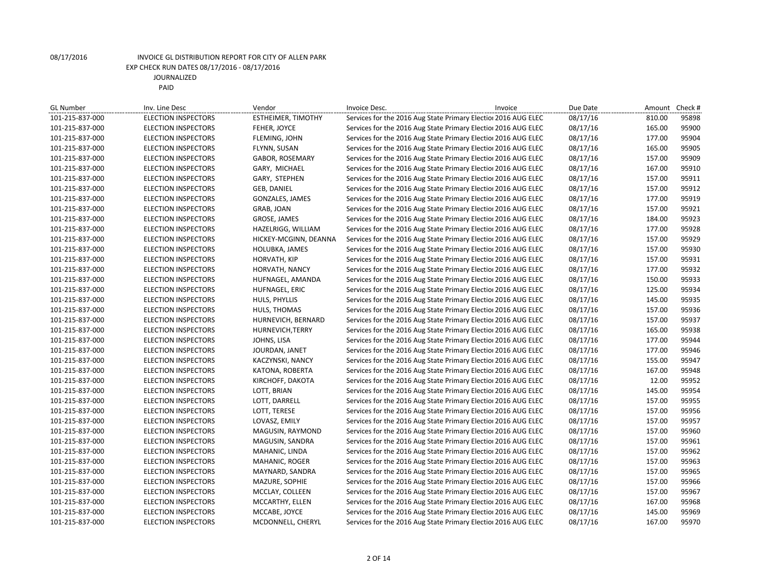08/17/2016 INVOICE GL DISTRIBUTION REPORT FOR CITY OF ALLEN PARK
EXP CHECK RUN DATES 08/17/2016 - 08/17/2016
JOURNALIZED
PAID

| GL Number | Inv. Line Desc | Vendor | Invoice Desc. | Invoice | Due Date | Amount | Check # |
|---|---|---|---|---|---|---|---|
| 101-215-837-000 | ELECTION INSPECTORS | ESTHEIMER, TIMOTHY | Services for the 2016 Aug State Primary Electioı | 2016 AUG ELEC | 08/17/16 | 810.00 | 95898 |
| 101-215-837-000 | ELECTION INSPECTORS | FEHER, JOYCE | Services for the 2016 Aug State Primary Electioı | 2016 AUG ELEC | 08/17/16 | 165.00 | 95900 |
| 101-215-837-000 | ELECTION INSPECTORS | FLEMING, JOHN | Services for the 2016 Aug State Primary Electioı | 2016 AUG ELEC | 08/17/16 | 177.00 | 95904 |
| 101-215-837-000 | ELECTION INSPECTORS | FLYNN, SUSAN | Services for the 2016 Aug State Primary Electioı | 2016 AUG ELEC | 08/17/16 | 165.00 | 95905 |
| 101-215-837-000 | ELECTION INSPECTORS | GABOR, ROSEMARY | Services for the 2016 Aug State Primary Electioı | 2016 AUG ELEC | 08/17/16 | 157.00 | 95909 |
| 101-215-837-000 | ELECTION INSPECTORS | GARY, MICHAEL | Services for the 2016 Aug State Primary Electioı | 2016 AUG ELEC | 08/17/16 | 167.00 | 95910 |
| 101-215-837-000 | ELECTION INSPECTORS | GARY, STEPHEN | Services for the 2016 Aug State Primary Electioı | 2016 AUG ELEC | 08/17/16 | 157.00 | 95911 |
| 101-215-837-000 | ELECTION INSPECTORS | GEB, DANIEL | Services for the 2016 Aug State Primary Electioı | 2016 AUG ELEC | 08/17/16 | 157.00 | 95912 |
| 101-215-837-000 | ELECTION INSPECTORS | GONZALES, JAMES | Services for the 2016 Aug State Primary Electioı | 2016 AUG ELEC | 08/17/16 | 177.00 | 95919 |
| 101-215-837-000 | ELECTION INSPECTORS | GRAB, JOAN | Services for the 2016 Aug State Primary Electioı | 2016 AUG ELEC | 08/17/16 | 157.00 | 95921 |
| 101-215-837-000 | ELECTION INSPECTORS | GROSE, JAMES | Services for the 2016 Aug State Primary Electioı | 2016 AUG ELEC | 08/17/16 | 184.00 | 95923 |
| 101-215-837-000 | ELECTION INSPECTORS | HAZELRIGG, WILLIAM | Services for the 2016 Aug State Primary Electioı | 2016 AUG ELEC | 08/17/16 | 177.00 | 95928 |
| 101-215-837-000 | ELECTION INSPECTORS | HICKEY-MCGINN, DEANNA | Services for the 2016 Aug State Primary Electioı | 2016 AUG ELEC | 08/17/16 | 157.00 | 95929 |
| 101-215-837-000 | ELECTION INSPECTORS | HOLUBKA, JAMES | Services for the 2016 Aug State Primary Electioı | 2016 AUG ELEC | 08/17/16 | 157.00 | 95930 |
| 101-215-837-000 | ELECTION INSPECTORS | HORVATH, KIP | Services for the 2016 Aug State Primary Electioı | 2016 AUG ELEC | 08/17/16 | 157.00 | 95931 |
| 101-215-837-000 | ELECTION INSPECTORS | HORVATH, NANCY | Services for the 2016 Aug State Primary Electioı | 2016 AUG ELEC | 08/17/16 | 177.00 | 95932 |
| 101-215-837-000 | ELECTION INSPECTORS | HUFNAGEL, AMANDA | Services for the 2016 Aug State Primary Electioı | 2016 AUG ELEC | 08/17/16 | 150.00 | 95933 |
| 101-215-837-000 | ELECTION INSPECTORS | HUFNAGEL, ERIC | Services for the 2016 Aug State Primary Electioı | 2016 AUG ELEC | 08/17/16 | 125.00 | 95934 |
| 101-215-837-000 | ELECTION INSPECTORS | HULS, PHYLLIS | Services for the 2016 Aug State Primary Electioı | 2016 AUG ELEC | 08/17/16 | 145.00 | 95935 |
| 101-215-837-000 | ELECTION INSPECTORS | HULS, THOMAS | Services for the 2016 Aug State Primary Electioı | 2016 AUG ELEC | 08/17/16 | 157.00 | 95936 |
| 101-215-837-000 | ELECTION INSPECTORS | HURNEVICH, BERNARD | Services for the 2016 Aug State Primary Electioı | 2016 AUG ELEC | 08/17/16 | 157.00 | 95937 |
| 101-215-837-000 | ELECTION INSPECTORS | HURNEVICH,TERRY | Services for the 2016 Aug State Primary Electioı | 2016 AUG ELEC | 08/17/16 | 165.00 | 95938 |
| 101-215-837-000 | ELECTION INSPECTORS | JOHNS, LISA | Services for the 2016 Aug State Primary Electioı | 2016 AUG ELEC | 08/17/16 | 177.00 | 95944 |
| 101-215-837-000 | ELECTION INSPECTORS | JOURDAN, JANET | Services for the 2016 Aug State Primary Electioı | 2016 AUG ELEC | 08/17/16 | 177.00 | 95946 |
| 101-215-837-000 | ELECTION INSPECTORS | KACZYNSKI, NANCY | Services for the 2016 Aug State Primary Electioı | 2016 AUG ELEC | 08/17/16 | 155.00 | 95947 |
| 101-215-837-000 | ELECTION INSPECTORS | KATONA, ROBERTA | Services for the 2016 Aug State Primary Electioı | 2016 AUG ELEC | 08/17/16 | 167.00 | 95948 |
| 101-215-837-000 | ELECTION INSPECTORS | KIRCHOFF, DAKOTA | Services for the 2016 Aug State Primary Electioı | 2016 AUG ELEC | 08/17/16 | 12.00 | 95952 |
| 101-215-837-000 | ELECTION INSPECTORS | LOTT, BRIAN | Services for the 2016 Aug State Primary Electioı | 2016 AUG ELEC | 08/17/16 | 145.00 | 95954 |
| 101-215-837-000 | ELECTION INSPECTORS | LOTT, DARRELL | Services for the 2016 Aug State Primary Electioı | 2016 AUG ELEC | 08/17/16 | 157.00 | 95955 |
| 101-215-837-000 | ELECTION INSPECTORS | LOTT, TERESE | Services for the 2016 Aug State Primary Electioı | 2016 AUG ELEC | 08/17/16 | 157.00 | 95956 |
| 101-215-837-000 | ELECTION INSPECTORS | LOVASZ, EMILY | Services for the 2016 Aug State Primary Electioı | 2016 AUG ELEC | 08/17/16 | 157.00 | 95957 |
| 101-215-837-000 | ELECTION INSPECTORS | MAGUSIN, RAYMOND | Services for the 2016 Aug State Primary Electioı | 2016 AUG ELEC | 08/17/16 | 157.00 | 95960 |
| 101-215-837-000 | ELECTION INSPECTORS | MAGUSIN, SANDRA | Services for the 2016 Aug State Primary Electioı | 2016 AUG ELEC | 08/17/16 | 157.00 | 95961 |
| 101-215-837-000 | ELECTION INSPECTORS | MAHANIC, LINDA | Services for the 2016 Aug State Primary Electioı | 2016 AUG ELEC | 08/17/16 | 157.00 | 95962 |
| 101-215-837-000 | ELECTION INSPECTORS | MAHANIC, ROGER | Services for the 2016 Aug State Primary Electioı | 2016 AUG ELEC | 08/17/16 | 157.00 | 95963 |
| 101-215-837-000 | ELECTION INSPECTORS | MAYNARD, SANDRA | Services for the 2016 Aug State Primary Electioı | 2016 AUG ELEC | 08/17/16 | 157.00 | 95965 |
| 101-215-837-000 | ELECTION INSPECTORS | MAZURE, SOPHIE | Services for the 2016 Aug State Primary Electioı | 2016 AUG ELEC | 08/17/16 | 157.00 | 95966 |
| 101-215-837-000 | ELECTION INSPECTORS | MCCLAY, COLLEEN | Services for the 2016 Aug State Primary Electioı | 2016 AUG ELEC | 08/17/16 | 157.00 | 95967 |
| 101-215-837-000 | ELECTION INSPECTORS | MCCARTHY, ELLEN | Services for the 2016 Aug State Primary Electioı | 2016 AUG ELEC | 08/17/16 | 167.00 | 95968 |
| 101-215-837-000 | ELECTION INSPECTORS | MCCABE, JOYCE | Services for the 2016 Aug State Primary Electioı | 2016 AUG ELEC | 08/17/16 | 145.00 | 95969 |
| 101-215-837-000 | ELECTION INSPECTORS | MCDONNELL, CHERYL | Services for the 2016 Aug State Primary Electioı | 2016 AUG ELEC | 08/17/16 | 167.00 | 95970 |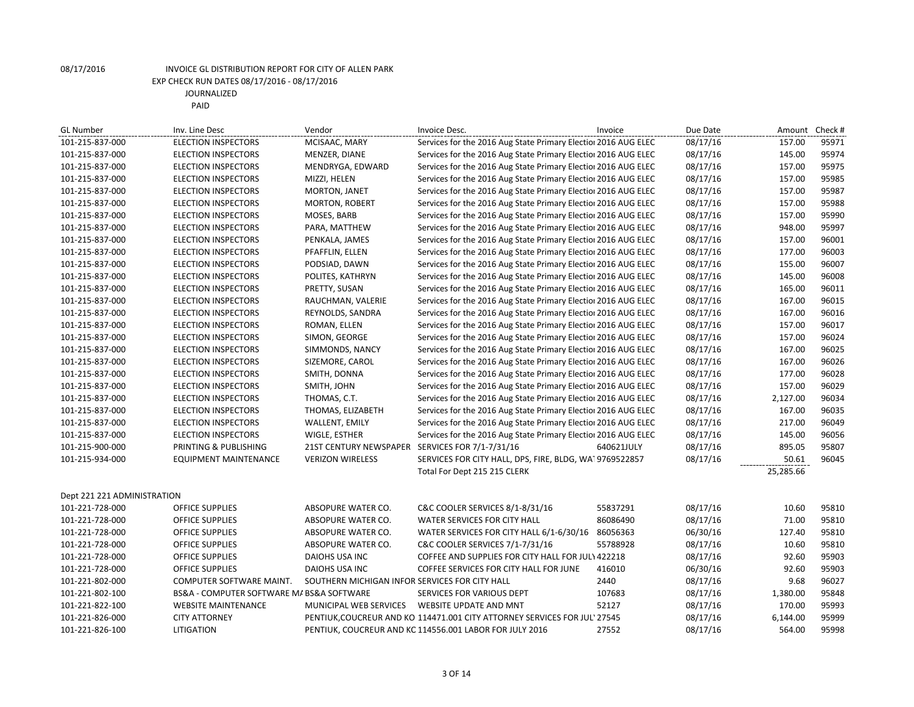08/17/2016 INVOICE GL DISTRIBUTION REPORT FOR CITY OF ALLEN PARK
EXP CHECK RUN DATES 08/17/2016 - 08/17/2016
JOURNALIZED
PAID

| GL Number | Inv. Line Desc | Vendor | Invoice Desc. | Invoice | Due Date | Amount | Check # |
|---|---|---|---|---|---|---|---|
| 101-215-837-000 | ELECTION INSPECTORS | MCISAAC, MARY | Services for the 2016 Aug State Primary Election | 2016 AUG ELEC | 08/17/16 | 157.00 | 95971 |
| 101-215-837-000 | ELECTION INSPECTORS | MENZER, DIANE | Services for the 2016 Aug State Primary Election | 2016 AUG ELEC | 08/17/16 | 145.00 | 95974 |
| 101-215-837-000 | ELECTION INSPECTORS | MENDRYGA, EDWARD | Services for the 2016 Aug State Primary Election | 2016 AUG ELEC | 08/17/16 | 157.00 | 95975 |
| 101-215-837-000 | ELECTION INSPECTORS | MIZZI, HELEN | Services for the 2016 Aug State Primary Election | 2016 AUG ELEC | 08/17/16 | 157.00 | 95985 |
| 101-215-837-000 | ELECTION INSPECTORS | MORTON, JANET | Services for the 2016 Aug State Primary Election | 2016 AUG ELEC | 08/17/16 | 157.00 | 95987 |
| 101-215-837-000 | ELECTION INSPECTORS | MORTON, ROBERT | Services for the 2016 Aug State Primary Election | 2016 AUG ELEC | 08/17/16 | 157.00 | 95988 |
| 101-215-837-000 | ELECTION INSPECTORS | MOSES, BARB | Services for the 2016 Aug State Primary Election | 2016 AUG ELEC | 08/17/16 | 157.00 | 95990 |
| 101-215-837-000 | ELECTION INSPECTORS | PARA, MATTHEW | Services for the 2016 Aug State Primary Election | 2016 AUG ELEC | 08/17/16 | 948.00 | 95997 |
| 101-215-837-000 | ELECTION INSPECTORS | PENKALA, JAMES | Services for the 2016 Aug State Primary Election | 2016 AUG ELEC | 08/17/16 | 157.00 | 96001 |
| 101-215-837-000 | ELECTION INSPECTORS | PFAFFLIN, ELLEN | Services for the 2016 Aug State Primary Election | 2016 AUG ELEC | 08/17/16 | 177.00 | 96003 |
| 101-215-837-000 | ELECTION INSPECTORS | PODSIAD, DAWN | Services for the 2016 Aug State Primary Election | 2016 AUG ELEC | 08/17/16 | 155.00 | 96007 |
| 101-215-837-000 | ELECTION INSPECTORS | POLITES, KATHRYN | Services for the 2016 Aug State Primary Election | 2016 AUG ELEC | 08/17/16 | 145.00 | 96008 |
| 101-215-837-000 | ELECTION INSPECTORS | PRETTY, SUSAN | Services for the 2016 Aug State Primary Election | 2016 AUG ELEC | 08/17/16 | 165.00 | 96011 |
| 101-215-837-000 | ELECTION INSPECTORS | RAUCHMAN, VALERIE | Services for the 2016 Aug State Primary Election | 2016 AUG ELEC | 08/17/16 | 167.00 | 96015 |
| 101-215-837-000 | ELECTION INSPECTORS | REYNOLDS, SANDRA | Services for the 2016 Aug State Primary Election | 2016 AUG ELEC | 08/17/16 | 167.00 | 96016 |
| 101-215-837-000 | ELECTION INSPECTORS | ROMAN, ELLEN | Services for the 2016 Aug State Primary Election | 2016 AUG ELEC | 08/17/16 | 157.00 | 96017 |
| 101-215-837-000 | ELECTION INSPECTORS | SIMON, GEORGE | Services for the 2016 Aug State Primary Election | 2016 AUG ELEC | 08/17/16 | 157.00 | 96024 |
| 101-215-837-000 | ELECTION INSPECTORS | SIMMONDS, NANCY | Services for the 2016 Aug State Primary Election | 2016 AUG ELEC | 08/17/16 | 167.00 | 96025 |
| 101-215-837-000 | ELECTION INSPECTORS | SIZEMORE, CAROL | Services for the 2016 Aug State Primary Election | 2016 AUG ELEC | 08/17/16 | 167.00 | 96026 |
| 101-215-837-000 | ELECTION INSPECTORS | SMITH, DONNA | Services for the 2016 Aug State Primary Election | 2016 AUG ELEC | 08/17/16 | 177.00 | 96028 |
| 101-215-837-000 | ELECTION INSPECTORS | SMITH, JOHN | Services for the 2016 Aug State Primary Election | 2016 AUG ELEC | 08/17/16 | 157.00 | 96029 |
| 101-215-837-000 | ELECTION INSPECTORS | THOMAS, C.T. | Services for the 2016 Aug State Primary Election | 2016 AUG ELEC | 08/17/16 | 2,127.00 | 96034 |
| 101-215-837-000 | ELECTION INSPECTORS | THOMAS, ELIZABETH | Services for the 2016 Aug State Primary Election | 2016 AUG ELEC | 08/17/16 | 167.00 | 96035 |
| 101-215-837-000 | ELECTION INSPECTORS | WALLENT, EMILY | Services for the 2016 Aug State Primary Election | 2016 AUG ELEC | 08/17/16 | 217.00 | 96049 |
| 101-215-837-000 | ELECTION INSPECTORS | WIGLE, ESTHER | Services for the 2016 Aug State Primary Election | 2016 AUG ELEC | 08/17/16 | 145.00 | 96056 |
| 101-215-900-000 | PRINTING & PUBLISHING | 21ST CENTURY NEWSPAPER | SERVICES FOR 7/1-7/31/16 | 640621JULY | 08/17/16 | 895.05 | 95807 |
| 101-215-934-000 | EQUIPMENT MAINTENANCE | VERIZON WIRELESS | SERVICES FOR CITY HALL, DPS, FIRE, BLDG, WAT | 9769522857 | 08/17/16 | 50.61 | 96045 |
| | | | Total For Dept 215 215 CLERK | | | 25,285.66 | |
| Dept 221 221 ADMINISTRATION | | | | | | | |
| 101-221-728-000 | OFFICE SUPPLIES | ABSOPURE WATER CO. | C&C COOLER SERVICES 8/1-8/31/16 | 55837291 | 08/17/16 | 10.60 | 95810 |
| 101-221-728-000 | OFFICE SUPPLIES | ABSOPURE WATER CO. | WATER SERVICES FOR CITY HALL | 86086490 | 08/17/16 | 71.00 | 95810 |
| 101-221-728-000 | OFFICE SUPPLIES | ABSOPURE WATER CO. | WATER SERVICES FOR CITY HALL 6/1-6/30/16 | 86056363 | 06/30/16 | 127.40 | 95810 |
| 101-221-728-000 | OFFICE SUPPLIES | ABSOPURE WATER CO. | C&C COOLER SERVICES 7/1-7/31/16 | 55788928 | 08/17/16 | 10.60 | 95810 |
| 101-221-728-000 | OFFICE SUPPLIES | DAIOHS USA INC | COFFEE AND SUPPLIES FOR CITY HALL FOR JULY | 422218 | 08/17/16 | 92.60 | 95903 |
| 101-221-728-000 | OFFICE SUPPLIES | DAIOHS USA INC | COFFEE SERVICES FOR CITY HALL FOR JUNE | 416010 | 06/30/16 | 92.60 | 95903 |
| 101-221-802-000 | COMPUTER SOFTWARE MAINT. | SOUTHERN MICHIGAN INFOR | SERVICES FOR CITY HALL | 2440 | 08/17/16 | 9.68 | 96027 |
| 101-221-802-100 | BS&A - COMPUTER SOFTWARE MA | BS&A SOFTWARE | SERVICES FOR VARIOUS DEPT | 107683 | 08/17/16 | 1,380.00 | 95848 |
| 101-221-822-100 | WEBSITE MAINTENANCE | MUNICIPAL WEB SERVICES | WEBSITE UPDATE AND MNT | 52127 | 08/17/16 | 170.00 | 95993 |
| 101-221-826-000 | CITY ATTORNEY | PENTIUK,COUCREUR AND KO | 114471.001 CITY ATTORNEY SERVICES FOR JUL' | 27545 | 08/17/16 | 6,144.00 | 95999 |
| 101-221-826-100 | LITIGATION | PENTIUK, COUCREUR AND KC | 114556.001 LABOR FOR JULY 2016 | 27552 | 08/17/16 | 564.00 | 95998 |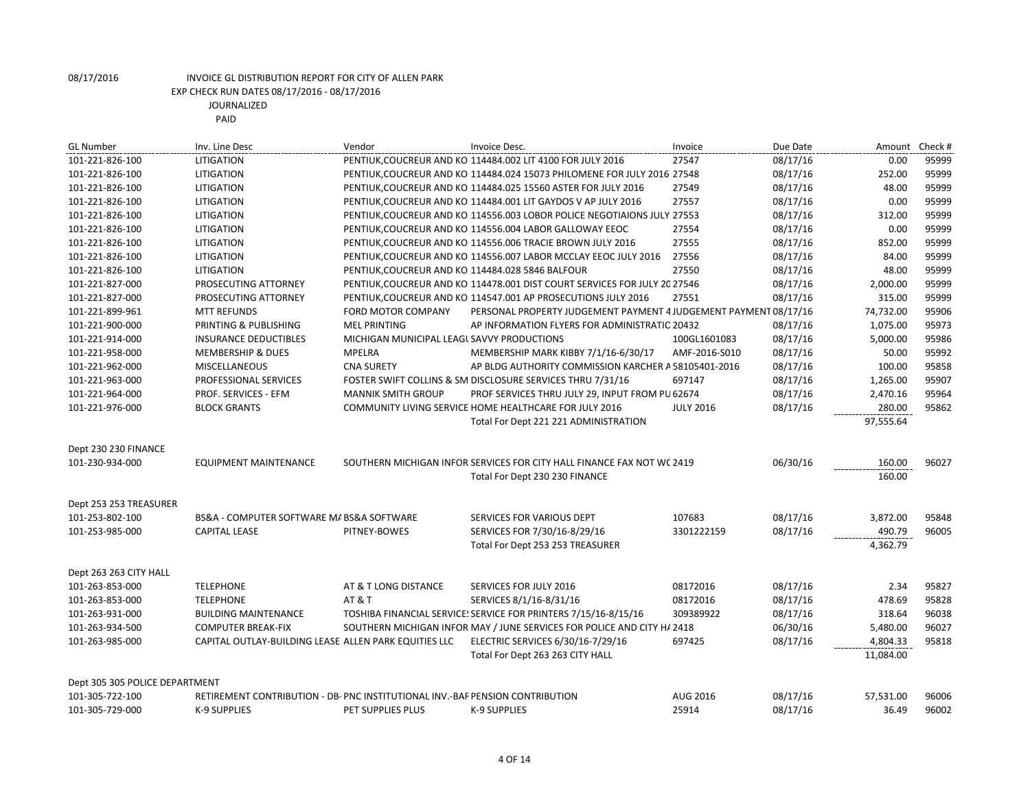08/17/2016 INVOICE GL DISTRIBUTION REPORT FOR CITY OF ALLEN PARK

EXP CHECK RUN DATES 08/17/2016 - 08/17/2016

JOURNALIZED

PAID

| GL Number | Inv. Line Desc | Vendor | Invoice Desc. | Invoice | Due Date | Amount | Check # |
|---|---|---|---|---|---|---|---|
| 101-221-826-100 | LITIGATION | PENTIUK,COUCREUR AND KO | 114484.002 LIT 4100 FOR JULY 2016 | 27547 | 08/17/16 | 0.00 | 95999 |
| 101-221-826-100 | LITIGATION | PENTIUK,COUCREUR AND KO | 114484.024 15073 PHILOMENE FOR JULY 2016 | 27548 | 08/17/16 | 252.00 | 95999 |
| 101-221-826-100 | LITIGATION | PENTIUK,COUCREUR AND KO | 114484.025 15560 ASTER FOR JULY 2016 | 27549 | 08/17/16 | 48.00 | 95999 |
| 101-221-826-100 | LITIGATION | PENTIUK,COUCREUR AND KO | 114484.001 LIT GAYDOS V AP JULY 2016 | 27557 | 08/17/16 | 0.00 | 95999 |
| 101-221-826-100 | LITIGATION | PENTIUK,COUCREUR AND KO | 114556.003 LOBOR POLICE NEGOTIAIONS JULY | 27553 | 08/17/16 | 312.00 | 95999 |
| 101-221-826-100 | LITIGATION | PENTIUK,COUCREUR AND KO | 114556.004 LABOR GALLOWAY EEOC | 27554 | 08/17/16 | 0.00 | 95999 |
| 101-221-826-100 | LITIGATION | PENTIUK,COUCREUR AND KO | 114556.006 TRACIE BROWN JULY 2016 | 27555 | 08/17/16 | 852.00 | 95999 |
| 101-221-826-100 | LITIGATION | PENTIUK,COUCREUR AND KO | 114556.007 LABOR MCCLAY EEOC JULY 2016 | 27556 | 08/17/16 | 84.00 | 95999 |
| 101-221-826-100 | LITIGATION | PENTIUK,COUCREUR AND KO | 114484.028 5846 BALFOUR | 27550 | 08/17/16 | 48.00 | 95999 |
| 101-221-827-000 | PROSECUTING ATTORNEY | PENTIUK,COUCREUR AND KO | 114478.001 DIST COURT SERVICES FOR JULY 20 | 27546 | 08/17/16 | 2,000.00 | 95999 |
| 101-221-827-000 | PROSECUTING ATTORNEY | PENTIUK,COUCREUR AND KO | 114547.001 AP PROSECUTIONS JULY 2016 | 27551 | 08/17/16 | 315.00 | 95999 |
| 101-221-899-961 | MTT REFUNDS | FORD MOTOR COMPANY | PERSONAL PROPERTY JUDGEMENT PAYMENT 4 | JUDGEMENT PAYMENT | 08/17/16 | 74,732.00 | 95906 |
| 101-221-900-000 | PRINTING & PUBLISHING | MEL PRINTING | AP INFORMATION FLYERS FOR ADMINISTRATIC | 20432 | 08/17/16 | 1,075.00 | 95973 |
| 101-221-914-000 | INSURANCE DEDUCTIBLES | MICHIGAN MUNICIPAL LEAGU | SAVVY PRODUCTIONS | 100GL1601083 | 08/17/16 | 5,000.00 | 95986 |
| 101-221-958-000 | MEMBERSHIP & DUES | MPELRA | MEMBERSHIP MARK KIBBY 7/1/16-6/30/17 | AMF-2016-S010 | 08/17/16 | 50.00 | 95992 |
| 101-221-962-000 | MISCELLANEOUS | CNA SURETY | AP BLDG AUTHORITY COMMISSION KARCHER A | 58105401-2016 | 08/17/16 | 100.00 | 95858 |
| 101-221-963-000 | PROFESSIONAL SERVICES | FOSTER SWIFT COLLINS & SM | DISCLOSURE SERVICES THRU 7/31/16 | 697147 | 08/17/16 | 1,265.00 | 95907 |
| 101-221-964-000 | PROF. SERVICES - EFM | MANNIK SMITH GROUP | PROF SERVICES THRU JULY 29, INPUT FROM PU | 62674 | 08/17/16 | 2,470.16 | 95964 |
| 101-221-976-000 | BLOCK GRANTS | COMMUNITY LIVING SERVICE | HOME HEALTHCARE FOR JULY 2016 | JULY 2016 | 08/17/16 | 280.00 | 95862 |
| | | | Total For Dept 221 221 ADMINISTRATION | | | 97,555.64 | |
| Dept 230 230 FINANCE | | | | | | | |
| 101-230-934-000 | EQUIPMENT MAINTENANCE | SOUTHERN MICHIGAN INFOR | SERVICES FOR CITY HALL FINANCE FAX NOT WC | 2419 | 06/30/16 | 160.00 | 96027 |
| | | | Total For Dept 230 230 FINANCE | | | 160.00 | |
| Dept 253 253 TREASURER | | | | | | | |
| 101-253-802-100 | BS&A - COMPUTER SOFTWARE MA | BS&A SOFTWARE | SERVICES FOR VARIOUS DEPT | 107683 | 08/17/16 | 3,872.00 | 95848 |
| 101-253-985-000 | CAPITAL LEASE | PITNEY-BOWES | SERVICES FOR 7/30/16-8/29/16 | 3301222159 | 08/17/16 | 490.79 | 96005 |
| | | | Total For Dept 253 253 TREASURER | | | 4,362.79 | |
| Dept 263 263 CITY HALL | | | | | | | |
| 101-263-853-000 | TELEPHONE | AT & T LONG DISTANCE | SERVICES FOR JULY 2016 | 08172016 | 08/17/16 | 2.34 | 95827 |
| 101-263-853-000 | TELEPHONE | AT & T | SERVICES 8/1/16-8/31/16 | 08172016 | 08/17/16 | 478.69 | 95828 |
| 101-263-931-000 | BUILDING MAINTENANCE | TOSHIBA FINANCIAL SERVICES | SERVICE FOR PRINTERS 7/15/16-8/15/16 | 309389922 | 08/17/16 | 318.64 | 96038 |
| 101-263-934-500 | COMPUTER BREAK-FIX | SOUTHERN MICHIGAN INFOR | MAY / JUNE SERVICES FOR POLICE AND CITY HA | 2418 | 06/30/16 | 5,480.00 | 96027 |
| 101-263-985-000 | CAPITAL OUTLAY-BUILDING LEASE | ALLEN PARK EQUITIES LLC | ELECTRIC SERVICES 6/30/16-7/29/16 | 697425 | 08/17/16 | 4,804.33 | 95818 |
| | | | Total For Dept 263 263 CITY HALL | | | 11,084.00 | |
| Dept 305 305 POLICE DEPARTMENT | | | | | | | |
| 101-305-722-100 | RETIREMENT CONTRIBUTION - DB- | PNC INSTITUTIONAL INV.-BAF | PENSION CONTRIBUTION | AUG 2016 | 08/17/16 | 57,531.00 | 96006 |
| 101-305-729-000 | K-9 SUPPLIES | PET SUPPLIES PLUS | K-9 SUPPLIES | 25914 | 08/17/16 | 36.49 | 96002 |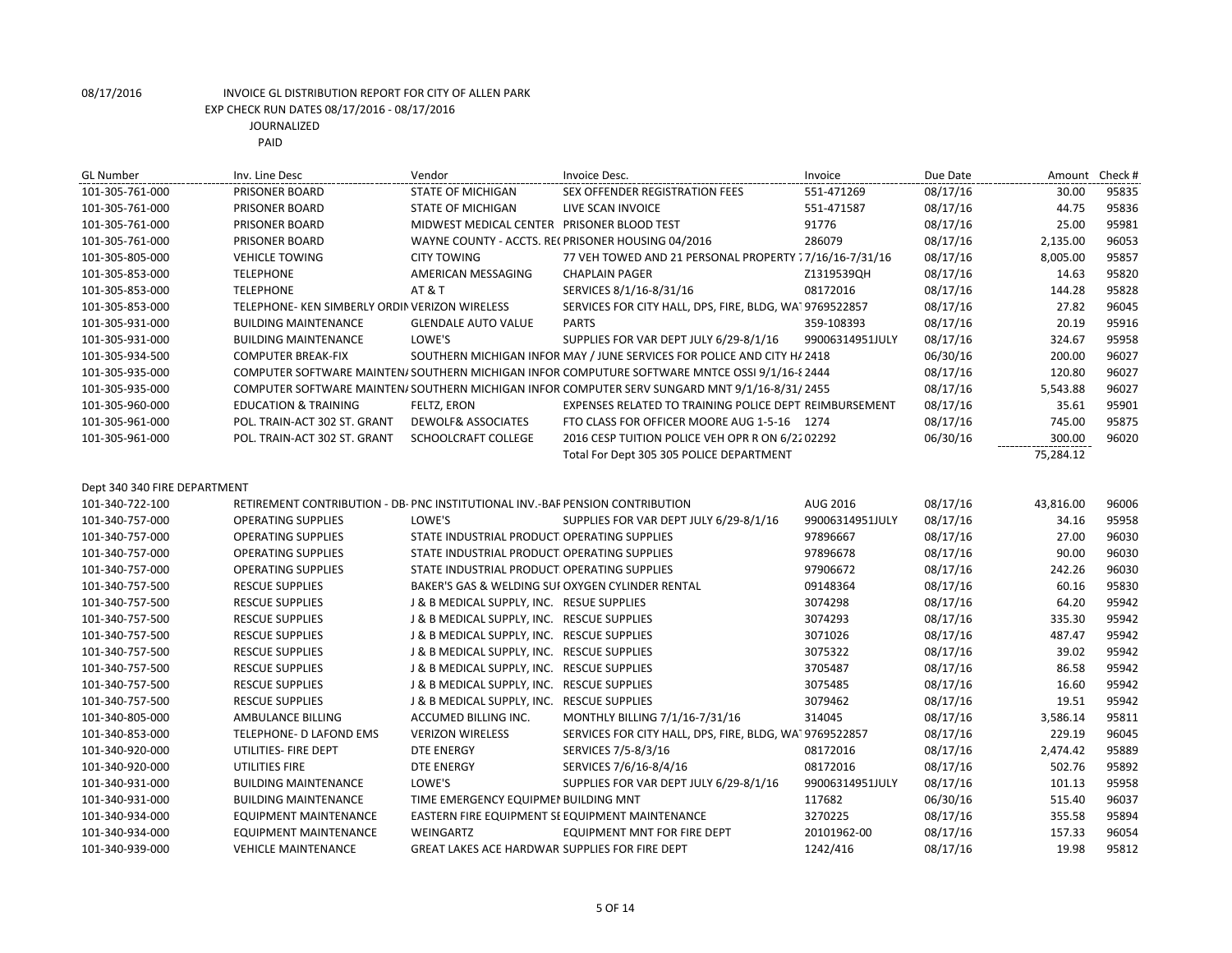08/17/2016 INVOICE GL DISTRIBUTION REPORT FOR CITY OF ALLEN PARK

EXP CHECK RUN DATES 08/17/2016 - 08/17/2016

JOURNALIZED

PAID

| GL Number | Inv. Line Desc | Vendor | Invoice Desc. | Invoice | Due Date | Amount | Check # |
|---|---|---|---|---|---|---|---|
| 101-305-761-000 | PRISONER BOARD | STATE OF MICHIGAN | SEX OFFENDER REGISTRATION FEES | 551-471269 | 08/17/16 | 30.00 | 95835 |
| 101-305-761-000 | PRISONER BOARD | STATE OF MICHIGAN | LIVE SCAN INVOICE | 551-471587 | 08/17/16 | 44.75 | 95836 |
| 101-305-761-000 | PRISONER BOARD | MIDWEST MEDICAL CENTER | PRISONER BLOOD TEST | 91776 | 08/17/16 | 25.00 | 95981 |
| 101-305-761-000 | PRISONER BOARD | WAYNE COUNTY - ACCTS. RE( | PRISONER HOUSING 04/2016 | 286079 | 08/17/16 | 2,135.00 | 96053 |
| 101-305-805-000 | VEHICLE TOWING | CITY TOWING | 77 VEH TOWED AND 21 PERSONAL PROPERTY 7/16/16-7/31/16 | | 08/17/16 | 8,005.00 | 95857 |
| 101-305-853-000 | TELEPHONE | AMERICAN MESSAGING | CHAPLAIN PAGER | Z1319539QH | 08/17/16 | 14.63 | 95820 |
| 101-305-853-000 | TELEPHONE | AT & T | SERVICES 8/1/16-8/31/16 | 08172016 | 08/17/16 | 144.28 | 95828 |
| 101-305-853-000 | TELEPHONE- KEN SIMBERLY ORDIN | VERIZON WIRELESS | SERVICES FOR CITY HALL, DPS, FIRE, BLDG, WA | 9769522857 | 08/17/16 | 27.82 | 96045 |
| 101-305-931-000 | BUILDING MAINTENANCE | GLENDALE AUTO VALUE | PARTS | 359-108393 | 08/17/16 | 20.19 | 95916 |
| 101-305-931-000 | BUILDING MAINTENANCE | LOWE'S | SUPPLIES FOR VAR DEPT JULY 6/29-8/1/16 | 99006314951JULY | 08/17/16 | 324.67 | 95958 |
| 101-305-934-500 | COMPUTER BREAK-FIX | SOUTHERN MICHIGAN INFOR | MAY / JUNE SERVICES FOR POLICE AND CITY H/ | 2418 | 06/30/16 | 200.00 | 96027 |
| 101-305-935-000 | COMPUTER SOFTWARE MAINTEN/ | SOUTHERN MICHIGAN INFOR | COMPUTURE SOFTWARE MNTCE OSSI 9/1/16-8 | 2444 | 08/17/16 | 120.80 | 96027 |
| 101-305-935-000 | COMPUTER SOFTWARE MAINTEN/ | SOUTHERN MICHIGAN INFOR | COMPUTER SERV SUNGARD MNT 9/1/16-8/31/ | 2455 | 08/17/16 | 5,543.88 | 96027 |
| 101-305-960-000 | EDUCATION & TRAINING | FELTZ, ERON | EXPENSES RELATED TO TRAINING POLICE DEPT | REIMBURSEMENT | 08/17/16 | 35.61 | 95901 |
| 101-305-961-000 | POL. TRAIN-ACT 302 ST. GRANT | DEWOLF& ASSOCIATES | FTO CLASS FOR OFFICER MOORE AUG 1-5-16 | 1274 | 08/17/16 | 745.00 | 95875 |
| 101-305-961-000 | POL. TRAIN-ACT 302 ST. GRANT | SCHOOLCRAFT COLLEGE | 2016 CESP TUITION POLICE VEH OPR R ON 6/2 | 202292 | 06/30/16 | 300.00 | 96020 |
| | | | Total For Dept 305 305 POLICE DEPARTMENT | | | 75,284.12 | |

Dept 340 340 FIRE DEPARTMENT

| GL Number | Inv. Line Desc | Vendor | Invoice Desc. | Invoice | Due Date | Amount | Check # |
|---|---|---|---|---|---|---|---|
| 101-340-722-100 | RETIREMENT CONTRIBUTION - DB | PNC INSTITUTIONAL INV.-BAF | PENSION CONTRIBUTION | AUG 2016 | 08/17/16 | 43,816.00 | 96006 |
| 101-340-757-000 | OPERATING SUPPLIES | LOWE'S | SUPPLIES FOR VAR DEPT JULY 6/29-8/1/16 | 99006314951JULY | 08/17/16 | 34.16 | 95958 |
| 101-340-757-000 | OPERATING SUPPLIES | STATE INDUSTRIAL PRODUCT | OPERATING SUPPLIES | 97896667 | 08/17/16 | 27.00 | 96030 |
| 101-340-757-000 | OPERATING SUPPLIES | STATE INDUSTRIAL PRODUCT | OPERATING SUPPLIES | 97896678 | 08/17/16 | 90.00 | 96030 |
| 101-340-757-000 | OPERATING SUPPLIES | STATE INDUSTRIAL PRODUCT | OPERATING SUPPLIES | 97906672 | 08/17/16 | 242.26 | 96030 |
| 101-340-757-500 | RESCUE SUPPLIES | BAKER'S GAS & WELDING SUI | OXYGEN CYLINDER RENTAL | 09148364 | 08/17/16 | 60.16 | 95830 |
| 101-340-757-500 | RESCUE SUPPLIES | J & B MEDICAL SUPPLY, INC. | RESUE SUPPLIES | 3074298 | 08/17/16 | 64.20 | 95942 |
| 101-340-757-500 | RESCUE SUPPLIES | J & B MEDICAL SUPPLY, INC. | RESCUE SUPPLIES | 3074293 | 08/17/16 | 335.30 | 95942 |
| 101-340-757-500 | RESCUE SUPPLIES | J & B MEDICAL SUPPLY, INC. | RESCUE SUPPLIES | 3071026 | 08/17/16 | 487.47 | 95942 |
| 101-340-757-500 | RESCUE SUPPLIES | J & B MEDICAL SUPPLY, INC. | RESCUE SUPPLIES | 3075322 | 08/17/16 | 39.02 | 95942 |
| 101-340-757-500 | RESCUE SUPPLIES | J & B MEDICAL SUPPLY, INC. | RESCUE SUPPLIES | 3705487 | 08/17/16 | 86.58 | 95942 |
| 101-340-757-500 | RESCUE SUPPLIES | J & B MEDICAL SUPPLY, INC. | RESCUE SUPPLIES | 3075485 | 08/17/16 | 16.60 | 95942 |
| 101-340-757-500 | RESCUE SUPPLIES | J & B MEDICAL SUPPLY, INC. | RESCUE SUPPLIES | 3079462 | 08/17/16 | 19.51 | 95942 |
| 101-340-805-000 | AMBULANCE BILLING | ACCUMED BILLING INC. | MONTHLY BILLING 7/1/16-7/31/16 | 314045 | 08/17/16 | 3,586.14 | 95811 |
| 101-340-853-000 | TELEPHONE- D LAFOND EMS | VERIZON WIRELESS | SERVICES FOR CITY HALL, DPS, FIRE, BLDG, WA | 9769522857 | 08/17/16 | 229.19 | 96045 |
| 101-340-920-000 | UTILITIES- FIRE DEPT | DTE ENERGY | SERVICES 7/5-8/3/16 | 08172016 | 08/17/16 | 2,474.42 | 95889 |
| 101-340-920-000 | UTILITIES FIRE | DTE ENERGY | SERVICES 7/6/16-8/4/16 | 08172016 | 08/17/16 | 502.76 | 95892 |
| 101-340-931-000 | BUILDING MAINTENANCE | LOWE'S | SUPPLIES FOR VAR DEPT JULY 6/29-8/1/16 | 99006314951JULY | 08/17/16 | 101.13 | 95958 |
| 101-340-931-000 | BUILDING MAINTENANCE | TIME EMERGENCY EQUIPMEI | BUILDING MNT | 117682 | 06/30/16 | 515.40 | 96037 |
| 101-340-934-000 | EQUIPMENT MAINTENANCE | EASTERN FIRE EQUIPMENT SE | EQUIPMENT MAINTENANCE | 3270225 | 08/17/16 | 355.58 | 95894 |
| 101-340-934-000 | EQUIPMENT MAINTENANCE | WEINGARTZ | EQUIPMENT MNT FOR FIRE DEPT | 20101962-00 | 08/17/16 | 157.33 | 96054 |
| 101-340-939-000 | VEHICLE MAINTENANCE | GREAT LAKES ACE HARDWAR | SUPPLIES FOR FIRE DEPT | 1242/416 | 08/17/16 | 19.98 | 95812 |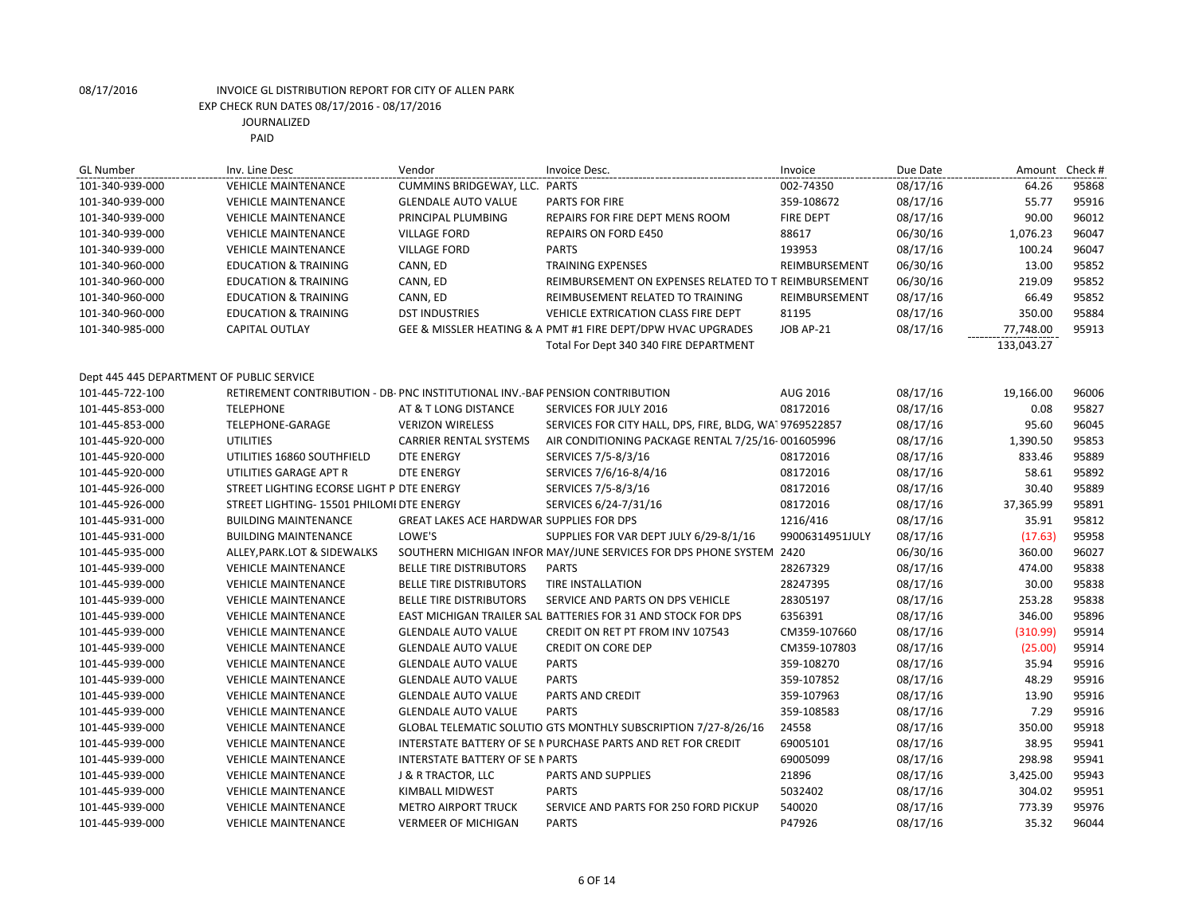08/17/2016 INVOICE GL DISTRIBUTION REPORT FOR CITY OF ALLEN PARK
EXP CHECK RUN DATES 08/17/2016 - 08/17/2016
JOURNALIZED
PAID

| GL Number | Inv. Line Desc | Vendor | Invoice Desc. | Invoice | Due Date | Amount | Check # |
|---|---|---|---|---|---|---|---|
| 101-340-939-000 | VEHICLE MAINTENANCE | CUMMINS BRIDGEWAY, LLC. | PARTS | 002-74350 | 08/17/16 | 64.26 | 95868 |
| 101-340-939-000 | VEHICLE MAINTENANCE | GLENDALE AUTO VALUE | PARTS FOR FIRE | 359-108672 | 08/17/16 | 55.77 | 95916 |
| 101-340-939-000 | VEHICLE MAINTENANCE | PRINCIPAL PLUMBING | REPAIRS FOR FIRE DEPT MENS ROOM | FIRE DEPT | 08/17/16 | 90.00 | 96012 |
| 101-340-939-000 | VEHICLE MAINTENANCE | VILLAGE FORD | REPAIRS ON FORD E450 | 88617 | 06/30/16 | 1,076.23 | 96047 |
| 101-340-939-000 | VEHICLE MAINTENANCE | VILLAGE FORD | PARTS | 193953 | 08/17/16 | 100.24 | 96047 |
| 101-340-960-000 | EDUCATION & TRAINING | CANN, ED | TRAINING EXPENSES | REIMBURSEMENT | 06/30/16 | 13.00 | 95852 |
| 101-340-960-000 | EDUCATION & TRAINING | CANN, ED | REIMBURSEMENT ON EXPENSES RELATED TO T | REIMBURSEMENT | 06/30/16 | 219.09 | 95852 |
| 101-340-960-000 | EDUCATION & TRAINING | CANN, ED | REIMBUSEMENT RELATED TO TRAINING | REIMBURSEMENT | 08/17/16 | 66.49 | 95852 |
| 101-340-960-000 | EDUCATION & TRAINING | DST INDUSTRIES | VEHICLE EXTRICATION CLASS FIRE DEPT | 81195 | 08/17/16 | 350.00 | 95884 |
| 101-340-985-000 | CAPITAL OUTLAY | GEE & MISSLER HEATING & A | PMT #1 FIRE DEPT/DPW HVAC UPGRADES | JOB AP-21 | 08/17/16 | 77,748.00 | 95913 |
| | | | Total For Dept 340 340 FIRE DEPARTMENT | | | 133,043.27 | |
| Dept 445 445 DEPARTMENT OF PUBLIC SERVICE | | | | | | | |
| 101-445-722-100 | RETIREMENT CONTRIBUTION - DB- | PNC INSTITUTIONAL INV.-BAF | PENSION CONTRIBUTION | AUG 2016 | 08/17/16 | 19,166.00 | 96006 |
| 101-445-853-000 | TELEPHONE | AT & T LONG DISTANCE | SERVICES FOR JULY 2016 | 08172016 | 08/17/16 | 0.08 | 95827 |
| 101-445-853-000 | TELEPHONE-GARAGE | VERIZON WIRELESS | SERVICES FOR CITY HALL, DPS, FIRE, BLDG, WA | 9769522857 | 08/17/16 | 95.60 | 96045 |
| 101-445-920-000 | UTILITIES | CARRIER RENTAL SYSTEMS | AIR CONDITIONING PACKAGE RENTAL 7/25/16- | 001605996 | 08/17/16 | 1,390.50 | 95853 |
| 101-445-920-000 | UTILITIES 16860 SOUTHFIELD | DTE ENERGY | SERVICES 7/5-8/3/16 | 08172016 | 08/17/16 | 833.46 | 95889 |
| 101-445-920-000 | UTILITIES GARAGE APT R | DTE ENERGY | SERVICES 7/6/16-8/4/16 | 08172016 | 08/17/16 | 58.61 | 95892 |
| 101-445-926-000 | STREET LIGHTING ECORSE LIGHT P | DTE ENERGY | SERVICES 7/5-8/3/16 | 08172016 | 08/17/16 | 30.40 | 95889 |
| 101-445-926-000 | STREET LIGHTING- 15501 PHILOMI | DTE ENERGY | SERVICES 6/24-7/31/16 | 08172016 | 08/17/16 | 37,365.99 | 95891 |
| 101-445-931-000 | BUILDING MAINTENANCE | GREAT LAKES ACE HARDWAR | SUPPLIES FOR DPS | 1216/416 | 08/17/16 | 35.91 | 95812 |
| 101-445-931-000 | BUILDING MAINTENANCE | LOWE'S | SUPPLIES FOR VAR DEPT JULY 6/29-8/1/16 | 99006314951JULY | 08/17/16 | (17.63) | 95958 |
| 101-445-935-000 | ALLEY,PARK.LOT & SIDEWALKS | SOUTHERN MICHIGAN INFOR | MAY/JUNE SERVICES FOR DPS PHONE SYSTEM | 2420 | 06/30/16 | 360.00 | 96027 |
| 101-445-939-000 | VEHICLE MAINTENANCE | BELLE TIRE DISTRIBUTORS | PARTS | 28267329 | 08/17/16 | 474.00 | 95838 |
| 101-445-939-000 | VEHICLE MAINTENANCE | BELLE TIRE DISTRIBUTORS | TIRE INSTALLATION | 28247395 | 08/17/16 | 30.00 | 95838 |
| 101-445-939-000 | VEHICLE MAINTENANCE | BELLE TIRE DISTRIBUTORS | SERVICE AND PARTS ON DPS VEHICLE | 28305197 | 08/17/16 | 253.28 | 95838 |
| 101-445-939-000 | VEHICLE MAINTENANCE | EAST MICHIGAN TRAILER SAL | BATTERIES FOR 31 AND STOCK FOR DPS | 6356391 | 08/17/16 | 346.00 | 95896 |
| 101-445-939-000 | VEHICLE MAINTENANCE | GLENDALE AUTO VALUE | CREDIT ON RET PT FROM INV 107543 | CM359-107660 | 08/17/16 | (310.99) | 95914 |
| 101-445-939-000 | VEHICLE MAINTENANCE | GLENDALE AUTO VALUE | CREDIT ON CORE DEP | CM359-107803 | 08/17/16 | (25.00) | 95914 |
| 101-445-939-000 | VEHICLE MAINTENANCE | GLENDALE AUTO VALUE | PARTS | 359-108270 | 08/17/16 | 35.94 | 95916 |
| 101-445-939-000 | VEHICLE MAINTENANCE | GLENDALE AUTO VALUE | PARTS | 359-107852 | 08/17/16 | 48.29 | 95916 |
| 101-445-939-000 | VEHICLE MAINTENANCE | GLENDALE AUTO VALUE | PARTS AND CREDIT | 359-107963 | 08/17/16 | 13.90 | 95916 |
| 101-445-939-000 | VEHICLE MAINTENANCE | GLENDALE AUTO VALUE | PARTS | 359-108583 | 08/17/16 | 7.29 | 95916 |
| 101-445-939-000 | VEHICLE MAINTENANCE | GLOBAL TELEMATIC SOLUTIO | GTS MONTHLY SUBSCRIPTION 7/27-8/26/16 | 24558 | 08/17/16 | 350.00 | 95918 |
| 101-445-939-000 | VEHICLE MAINTENANCE | INTERSTATE BATTERY OF SE M | PURCHASE PARTS AND RET FOR CREDIT | 69005101 | 08/17/16 | 38.95 | 95941 |
| 101-445-939-000 | VEHICLE MAINTENANCE | INTERSTATE BATTERY OF SE M | PARTS | 69005099 | 08/17/16 | 298.98 | 95941 |
| 101-445-939-000 | VEHICLE MAINTENANCE | J & R TRACTOR, LLC | PARTS AND SUPPLIES | 21896 | 08/17/16 | 3,425.00 | 95943 |
| 101-445-939-000 | VEHICLE MAINTENANCE | KIMBALL MIDWEST | PARTS | 5032402 | 08/17/16 | 304.02 | 95951 |
| 101-445-939-000 | VEHICLE MAINTENANCE | METRO AIRPORT TRUCK | SERVICE AND PARTS FOR 250 FORD PICKUP | 540020 | 08/17/16 | 773.39 | 95976 |
| 101-445-939-000 | VEHICLE MAINTENANCE | VERMEER OF MICHIGAN | PARTS | P47926 | 08/17/16 | 35.32 | 96044 |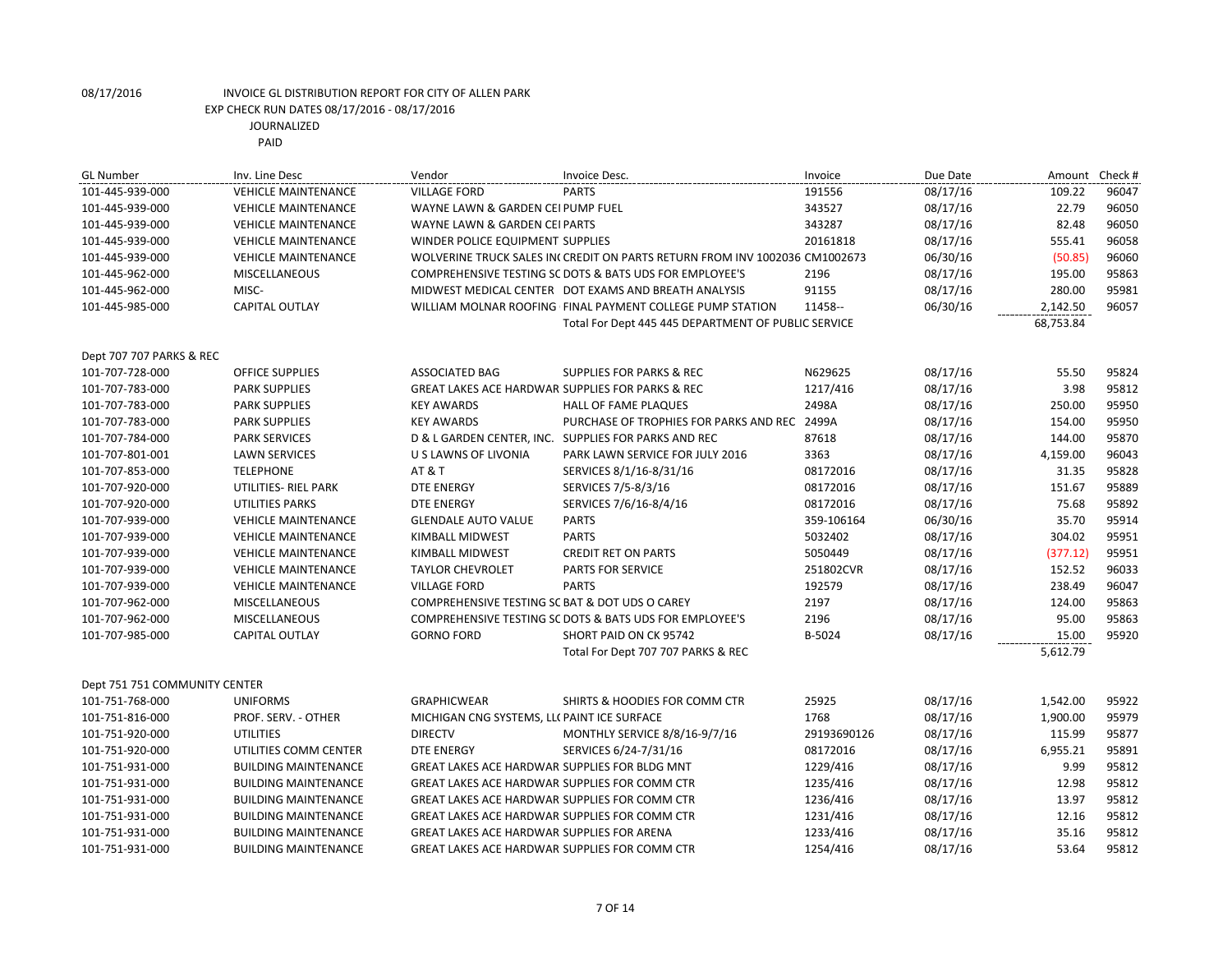08/17/2016 INVOICE GL DISTRIBUTION REPORT FOR CITY OF ALLEN PARK

EXP CHECK RUN DATES 08/17/2016 - 08/17/2016

JOURNALIZED

PAID

| GL Number | Inv. Line Desc | Vendor | Invoice Desc. | Invoice | Due Date | Amount | Check # |
|---|---|---|---|---|---|---|---|
| 101-445-939-000 | VEHICLE MAINTENANCE | VILLAGE FORD | PARTS | 191556 | 08/17/16 | 109.22 | 96047 |
| 101-445-939-000 | VEHICLE MAINTENANCE | WAYNE LAWN & GARDEN CEI | PUMP FUEL | 343527 | 08/17/16 | 22.79 | 96050 |
| 101-445-939-000 | VEHICLE MAINTENANCE | WAYNE LAWN & GARDEN CEI | PARTS | 343287 | 08/17/16 | 82.48 | 96050 |
| 101-445-939-000 | VEHICLE MAINTENANCE | WINDER POLICE EQUIPMENT | SUPPLIES | 20161818 | 08/17/16 | 555.41 | 96058 |
| 101-445-939-000 | VEHICLE MAINTENANCE | WOLVERINE TRUCK SALES IN( | CREDIT ON PARTS RETURN FROM INV 1002036 | CM1002673 | 06/30/16 | (50.85) | 96060 |
| 101-445-962-000 | MISCELLANEOUS | COMPREHENSIVE TESTING SC | DOTS & BATS UDS FOR EMPLOYEE'S | 2196 | 08/17/16 | 195.00 | 95863 |
| 101-445-962-000 | MISC- | MIDWEST MEDICAL CENTER | DOT EXAMS AND BREATH ANALYSIS | 91155 | 08/17/16 | 280.00 | 95981 |
| 101-445-985-000 | CAPITAL OUTLAY | WILLIAM MOLNAR ROOFING | FINAL PAYMENT COLLEGE PUMP STATION | 11458-- | 06/30/16 | 2,142.50 | 96057 |
| | | | Total For Dept 445 445 DEPARTMENT OF PUBLIC SERVICE | | | 68,753.84 | |
| Dept 707 707 PARKS & REC | | | | | | | |
| 101-707-728-000 | OFFICE SUPPLIES | ASSOCIATED BAG | SUPPLIES FOR PARKS & REC | N629625 | 08/17/16 | 55.50 | 95824 |
| 101-707-783-000 | PARK SUPPLIES | GREAT LAKES ACE HARDWAR | SUPPLIES FOR PARKS & REC | 1217/416 | 08/17/16 | 3.98 | 95812 |
| 101-707-783-000 | PARK SUPPLIES | KEY AWARDS | HALL OF FAME PLAQUES | 2498A | 08/17/16 | 250.00 | 95950 |
| 101-707-783-000 | PARK SUPPLIES | KEY AWARDS | PURCHASE OF TROPHIES FOR PARKS AND REC | 2499A | 08/17/16 | 154.00 | 95950 |
| 101-707-784-000 | PARK SERVICES | D & L GARDEN CENTER, INC. | SUPPLIES FOR PARKS AND REC | 87618 | 08/17/16 | 144.00 | 95870 |
| 101-707-801-001 | LAWN SERVICES | U S LAWNS OF LIVONIA | PARK LAWN SERVICE FOR JULY 2016 | 3363 | 08/17/16 | 4,159.00 | 96043 |
| 101-707-853-000 | TELEPHONE | AT & T | SERVICES 8/1/16-8/31/16 | 08172016 | 08/17/16 | 31.35 | 95828 |
| 101-707-920-000 | UTILITIES- RIEL PARK | DTE ENERGY | SERVICES 7/5-8/3/16 | 08172016 | 08/17/16 | 151.67 | 95889 |
| 101-707-920-000 | UTILITIES PARKS | DTE ENERGY | SERVICES 7/6/16-8/4/16 | 08172016 | 08/17/16 | 75.68 | 95892 |
| 101-707-939-000 | VEHICLE MAINTENANCE | GLENDALE AUTO VALUE | PARTS | 359-106164 | 06/30/16 | 35.70 | 95914 |
| 101-707-939-000 | VEHICLE MAINTENANCE | KIMBALL MIDWEST | PARTS | 5032402 | 08/17/16 | 304.02 | 95951 |
| 101-707-939-000 | VEHICLE MAINTENANCE | KIMBALL MIDWEST | CREDIT RET ON PARTS | 5050449 | 08/17/16 | (377.12) | 95951 |
| 101-707-939-000 | VEHICLE MAINTENANCE | TAYLOR CHEVROLET | PARTS FOR SERVICE | 251802CVR | 08/17/16 | 152.52 | 96033 |
| 101-707-939-000 | VEHICLE MAINTENANCE | VILLAGE FORD | PARTS | 192579 | 08/17/16 | 238.49 | 96047 |
| 101-707-962-000 | MISCELLANEOUS | COMPREHENSIVE TESTING SC | BAT & DOT UDS O CAREY | 2197 | 08/17/16 | 124.00 | 95863 |
| 101-707-962-000 | MISCELLANEOUS | COMPREHENSIVE TESTING SC | DOTS & BATS UDS FOR EMPLOYEE'S | 2196 | 08/17/16 | 95.00 | 95863 |
| 101-707-985-000 | CAPITAL OUTLAY | GORNO FORD | SHORT PAID ON CK 95742 | B-5024 | 08/17/16 | 15.00 | 95920 |
| | | | Total For Dept 707 707 PARKS & REC | | | 5,612.79 | |
| Dept 751 751 COMMUNITY CENTER | | | | | | | |
| 101-751-768-000 | UNIFORMS | GRAPHICWEAR | SHIRTS & HOODIES FOR COMM CTR | 25925 | 08/17/16 | 1,542.00 | 95922 |
| 101-751-816-000 | PROF. SERV. - OTHER | MICHIGAN CNG SYSTEMS, LL( | PAINT ICE SURFACE | 1768 | 08/17/16 | 1,900.00 | 95979 |
| 101-751-920-000 | UTILITIES | DIRECTV | MONTHLY SERVICE 8/8/16-9/7/16 | 29193690126 | 08/17/16 | 115.99 | 95877 |
| 101-751-920-000 | UTILITIES COMM CENTER | DTE ENERGY | SERVICES 6/24-7/31/16 | 08172016 | 08/17/16 | 6,955.21 | 95891 |
| 101-751-931-000 | BUILDING MAINTENANCE | GREAT LAKES ACE HARDWAR | SUPPLIES FOR BLDG MNT | 1229/416 | 08/17/16 | 9.99 | 95812 |
| 101-751-931-000 | BUILDING MAINTENANCE | GREAT LAKES ACE HARDWAR | SUPPLIES FOR COMM CTR | 1235/416 | 08/17/16 | 12.98 | 95812 |
| 101-751-931-000 | BUILDING MAINTENANCE | GREAT LAKES ACE HARDWAR | SUPPLIES FOR COMM CTR | 1236/416 | 08/17/16 | 13.97 | 95812 |
| 101-751-931-000 | BUILDING MAINTENANCE | GREAT LAKES ACE HARDWAR | SUPPLIES FOR COMM CTR | 1231/416 | 08/17/16 | 12.16 | 95812 |
| 101-751-931-000 | BUILDING MAINTENANCE | GREAT LAKES ACE HARDWAR | SUPPLIES FOR ARENA | 1233/416 | 08/17/16 | 35.16 | 95812 |
| 101-751-931-000 | BUILDING MAINTENANCE | GREAT LAKES ACE HARDWAR | SUPPLIES FOR COMM CTR | 1254/416 | 08/17/16 | 53.64 | 95812 |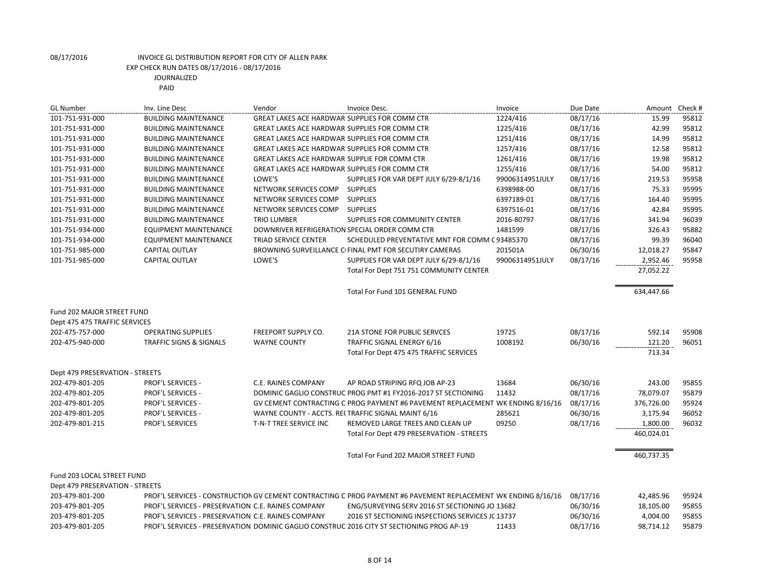08/17/2016 INVOICE GL DISTRIBUTION REPORT FOR CITY OF ALLEN PARK
EXP CHECK RUN DATES 08/17/2016 - 08/17/2016
JOURNALIZED
PAID

| GL Number | Inv. Line Desc | Vendor | Invoice Desc. | Invoice | Due Date | Amount | Check # |
|---|---|---|---|---|---|---|---|
| 101-751-931-000 | BUILDING MAINTENANCE | GREAT LAKES ACE HARDWAR | SUPPLIES FOR COMM CTR | 1224/416 | 08/17/16 | 15.99 | 95812 |
| 101-751-931-000 | BUILDING MAINTENANCE | GREAT LAKES ACE HARDWAR | SUPPLIES FOR COMM CTR | 1225/416 | 08/17/16 | 42.99 | 95812 |
| 101-751-931-000 | BUILDING MAINTENANCE | GREAT LAKES ACE HARDWAR | SUPPLIES FOR COMM CTR | 1251/416 | 08/17/16 | 14.99 | 95812 |
| 101-751-931-000 | BUILDING MAINTENANCE | GREAT LAKES ACE HARDWAR | SUPPLIES FOR COMM CTR | 1257/416 | 08/17/16 | 12.58 | 95812 |
| 101-751-931-000 | BUILDING MAINTENANCE | GREAT LAKES ACE HARDWAR | SUPPLIE FOR COMM CTR | 1261/416 | 08/17/16 | 19.98 | 95812 |
| 101-751-931-000 | BUILDING MAINTENANCE | GREAT LAKES ACE HARDWAR | SUPPLIES FOR COMM CTR | 1255/416 | 08/17/16 | 54.00 | 95812 |
| 101-751-931-000 | BUILDING MAINTENANCE | LOWE'S | SUPPLIES FOR VAR DEPT JULY 6/29-8/1/16 | 99006314951JULY | 08/17/16 | 219.53 | 95958 |
| 101-751-931-000 | BUILDING MAINTENANCE | NETWORK SERVICES COMP | SUPPLIES | 6398988-00 | 08/17/16 | 75.33 | 95995 |
| 101-751-931-000 | BUILDING MAINTENANCE | NETWORK SERVICES COMP | SUPPLIES | 6397189-01 | 08/17/16 | 164.40 | 95995 |
| 101-751-931-000 | BUILDING MAINTENANCE | NETWORK SERVICES COMP | SUPPLIES | 6397516-01 | 08/17/16 | 42.84 | 95995 |
| 101-751-931-000 | BUILDING MAINTENANCE | TRIO LUMBER | SUPPLIES FOR COMMUNITY CENTER | 2016-80797 | 08/17/16 | 341.94 | 96039 |
| 101-751-934-000 | EQUIPMENT MAINTENANCE | DOWNRIVER REFRIGERATION | SPECIAL ORDER COMM CTR | 1481599 | 08/17/16 | 326.43 | 95882 |
| 101-751-934-000 | EQUIPMENT MAINTENANCE | TRIAD SERVICE CENTER | SCHEDULED PREVENTATIVE MNT FOR COMM C | 93485370 | 08/17/16 | 99.39 | 96040 |
| 101-751-985-000 | CAPITAL OUTLAY | BROWNING SURVEILLANCE C | FINAL PMT FOR SECUTIRY CAMERAS | 201501A | 06/30/16 | 12,018.27 | 95847 |
| 101-751-985-000 | CAPITAL OUTLAY | LOWE'S | SUPPLIES FOR VAR DEPT JULY 6/29-8/1/16 | 99006314951JULY | 08/17/16 | 2,952.46 | 95958 |
| | | | Total For Dept 751 751 COMMUNITY CENTER | | | 27,052.22 | |
| | | | Total For Fund 101 GENERAL FUND | | | 634,447.66 | |
| Fund 202 MAJOR STREET FUND | | | | | | | |
| Dept 475 475 TRAFFIC SERVICES | | | | | | | |
| 202-475-757-000 | OPERATING SUPPLIES | FREEPORT SUPPLY CO. | 21A STONE FOR PUBLIC SERVCES | 19725 | 08/17/16 | 592.14 | 95908 |
| 202-475-940-000 | TRAFFIC SIGNS & SIGNALS | WAYNE COUNTY | TRAFFIC SIGNAL ENERGY 6/16 | 1008192 | 06/30/16 | 121.20 | 96051 |
| | | | Total For Dept 475 475 TRAFFIC SERVICES | | | 713.34 | |
| Dept 479 PRESERVATION - STREETS | | | | | | | |
| 202-479-801-205 | PROF'L SERVICES - | C.E. RAINES COMPANY | AP ROAD STRIPING RFQ JOB AP-23 | 13684 | 06/30/16 | 243.00 | 95855 |
| 202-479-801-205 | PROF'L SERVICES - | DOMINIC GAGLIO CONSTRUC | PROG PMT #1 FY2016-2017 ST SECTIONING | 11432 | 08/17/16 | 78,079.07 | 95879 |
| 202-479-801-205 | PROF'L SERVICES - | GV CEMENT CONTRACTING C | PROG PAYMENT #6 PAVEMENT REPLACEMENT | WK ENDING 8/16/16 | 08/17/16 | 376,726.00 | 95924 |
| 202-479-801-205 | PROF'L SERVICES - | WAYNE COUNTY - ACCTS. RE( | TRAFFIC SIGNAL MAINT 6/16 | 285621 | 06/30/16 | 3,175.94 | 96052 |
| 202-479-801-215 | PROF'L SERVICES | T-N-T TREE SERVICE INC | REMOVED LARGE TREES AND CLEAN UP | 09250 | 08/17/16 | 1,800.00 | 96032 |
| | | | Total For Dept 479 PRESERVATION - STREETS | | | 460,024.01 | |
| | | | Total For Fund 202 MAJOR STREET FUND | | | 460,737.35 | |
| Fund 203 LOCAL STREET FUND | | | | | | | |
| Dept 479 PRESERVATION - STREETS | | | | | | | |
| 203-479-801-200 | PROF'L SERVICES - CONSTRUCTION | GV CEMENT CONTRACTING C | PROG PAYMENT #6 PAVEMENT REPLACEMENT | WK ENDING 8/16/16 | 08/17/16 | 42,485.96 | 95924 |
| 203-479-801-205 | PROF'L SERVICES - PRESERVATION | C.E. RAINES COMPANY | ENG/SURVEYING SERV 2016 ST SECTIONING JO | 13682 | 06/30/16 | 18,105.00 | 95855 |
| 203-479-801-205 | PROF'L SERVICES - PRESERVATION | C.E. RAINES COMPANY | 2016 ST SECTIONING INSPECTIONS SERVICES JC | 13737 | 06/30/16 | 4,004.00 | 95855 |
| 203-479-801-205 | PROF'L SERVICES - PRESERVATION | DOMINIC GAGLIO CONSTRUC | 2016 CITY ST SECTIONING PROG AP-19 | 11433 | 08/17/16 | 98,714.12 | 95879 |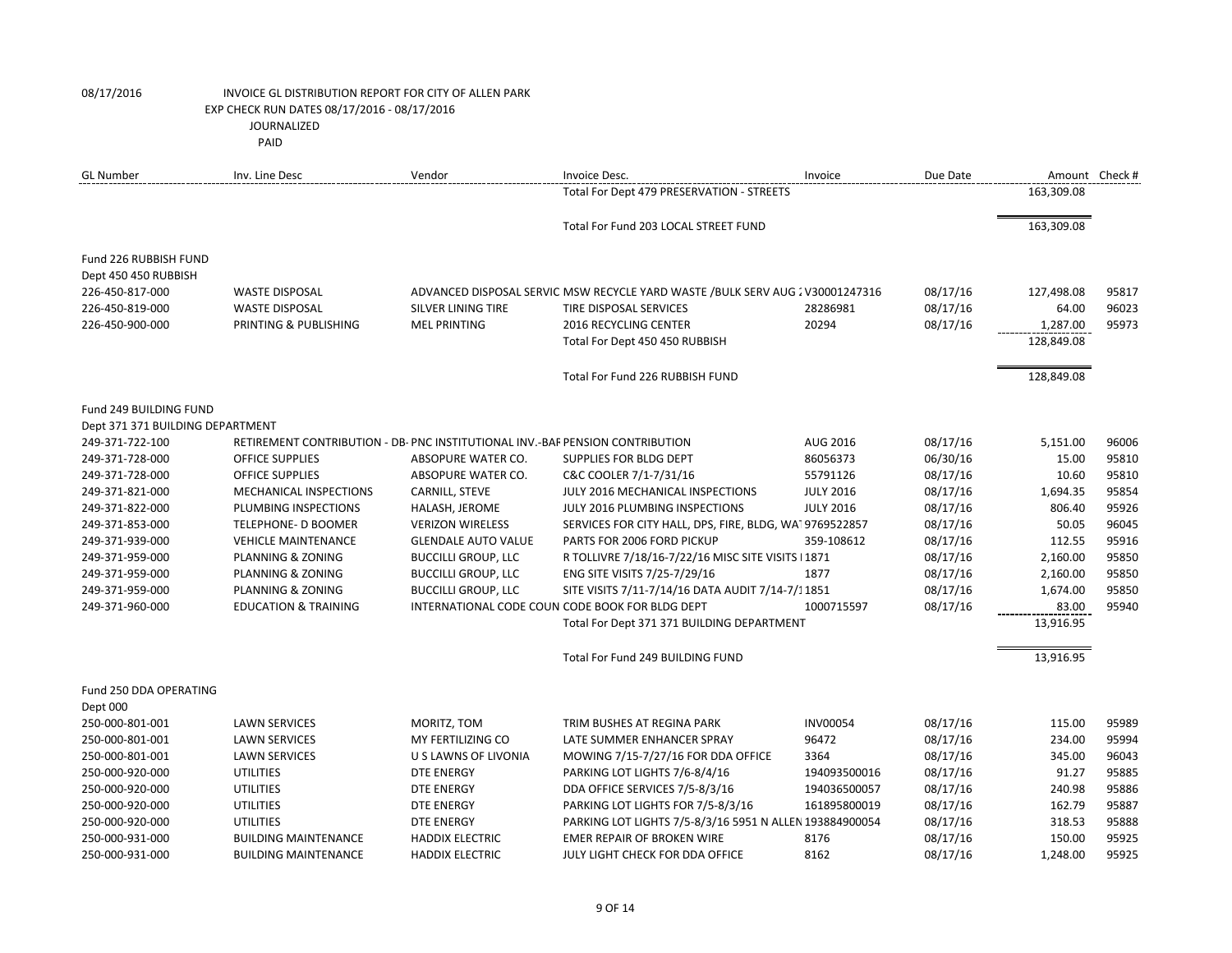08/17/2016 INVOICE GL DISTRIBUTION REPORT FOR CITY OF ALLEN PARK
EXP CHECK RUN DATES 08/17/2016 - 08/17/2016
JOURNALIZED
PAID

| GL Number | Inv. Line Desc | Vendor | Invoice Desc. | Invoice | Due Date | Amount | Check # |
|---|---|---|---|---|---|---|---|
| | | | Total For Dept 479 PRESERVATION - STREETS | | | 163,309.08 | |
| | | | Total For Fund 203 LOCAL STREET FUND | | | 163,309.08 | |
| Fund 226 RUBBISH FUND | | | | | | | |
| Dept 450 450 RUBBISH | | | | | | | |
| 226-450-817-000 | WASTE DISPOSAL | ADVANCED DISPOSAL SERVIC | MSW RECYCLE YARD WASTE /BULK SERV AUG 2 | V30001247316 | 08/17/16 | 127,498.08 | 95817 |
| 226-450-819-000 | WASTE DISPOSAL | SILVER LINING TIRE | TIRE DISPOSAL SERVICES | 28286981 | 08/17/16 | 64.00 | 96023 |
| 226-450-900-000 | PRINTING & PUBLISHING | MEL PRINTING | 2016 RECYCLING CENTER | 20294 | 08/17/16 | 1,287.00 | 95973 |
| | | | Total For Dept 450 450 RUBBISH | | | 128,849.08 | |
| | | | Total For Fund 226 RUBBISH FUND | | | 128,849.08 | |
| Fund 249 BUILDING FUND | | | | | | | |
| Dept 371 371 BUILDING DEPARTMENT | | | | | | | |
| 249-371-722-100 | RETIREMENT CONTRIBUTION - DB- | PNC INSTITUTIONAL INV.-BAF | PENSION CONTRIBUTION | AUG 2016 | 08/17/16 | 5,151.00 | 96006 |
| 249-371-728-000 | OFFICE SUPPLIES | ABSOPURE WATER CO. | SUPPLIES FOR BLDG DEPT | 86056373 | 06/30/16 | 15.00 | 95810 |
| 249-371-728-000 | OFFICE SUPPLIES | ABSOPURE WATER CO. | C&C COOLER 7/1-7/31/16 | 55791126 | 08/17/16 | 10.60 | 95810 |
| 249-371-821-000 | MECHANICAL INSPECTIONS | CARNILL, STEVE | JULY 2016 MECHANICAL INSPECTIONS | JULY 2016 | 08/17/16 | 1,694.35 | 95854 |
| 249-371-822-000 | PLUMBING INSPECTIONS | HALASH, JEROME | JULY 2016 PLUMBING INSPECTIONS | JULY 2016 | 08/17/16 | 806.40 | 95926 |
| 249-371-853-000 | TELEPHONE- D BOOMER | VERIZON WIRELESS | SERVICES FOR CITY HALL, DPS, FIRE, BLDG, WAT | 9769522857 | 08/17/16 | 50.05 | 96045 |
| 249-371-939-000 | VEHICLE MAINTENANCE | GLENDALE AUTO VALUE | PARTS FOR 2006 FORD PICKUP | 359-108612 | 08/17/16 | 112.55 | 95916 |
| 249-371-959-000 | PLANNING & ZONING | BUCCILLI GROUP, LLC | R TOLLIVRE 7/18/16-7/22/16 MISC SITE VISITS | 1871 | 08/17/16 | 2,160.00 | 95850 |
| 249-371-959-000 | PLANNING & ZONING | BUCCILLI GROUP, LLC | ENG SITE VISITS 7/25-7/29/16 | 1877 | 08/17/16 | 2,160.00 | 95850 |
| 249-371-959-000 | PLANNING & ZONING | BUCCILLI GROUP, LLC | SITE VISITS 7/11-7/14/16 DATA AUDIT 7/14-7/1 | 1851 | 08/17/16 | 1,674.00 | 95850 |
| 249-371-960-000 | EDUCATION & TRAINING | INTERNATIONAL CODE COUN | CODE BOOK FOR BLDG DEPT | 1000715597 | 08/17/16 | 83.00 | 95940 |
| | | | Total For Dept 371 371 BUILDING DEPARTMENT | | | 13,916.95 | |
| | | | Total For Fund 249 BUILDING FUND | | | 13,916.95 | |
| Fund 250 DDA OPERATING | | | | | | | |
| Dept 000 | | | | | | | |
| 250-000-801-001 | LAWN SERVICES | MORITZ, TOM | TRIM BUSHES AT REGINA PARK | INV00054 | 08/17/16 | 115.00 | 95989 |
| 250-000-801-001 | LAWN SERVICES | MY FERTILIZING CO | LATE SUMMER ENHANCER SPRAY | 96472 | 08/17/16 | 234.00 | 95994 |
| 250-000-801-001 | LAWN SERVICES | U S LAWNS OF LIVONIA | MOWING 7/15-7/27/16 FOR DDA OFFICE | 3364 | 08/17/16 | 345.00 | 96043 |
| 250-000-920-000 | UTILITIES | DTE ENERGY | PARKING LOT LIGHTS 7/6-8/4/16 | 194093500016 | 08/17/16 | 91.27 | 95885 |
| 250-000-920-000 | UTILITIES | DTE ENERGY | DDA OFFICE SERVICES 7/5-8/3/16 | 194036500057 | 08/17/16 | 240.98 | 95886 |
| 250-000-920-000 | UTILITIES | DTE ENERGY | PARKING LOT LIGHTS FOR 7/5-8/3/16 | 161895800019 | 08/17/16 | 162.79 | 95887 |
| 250-000-920-000 | UTILITIES | DTE ENERGY | PARKING LOT LIGHTS 7/5-8/3/16 5951 N ALLEN | 193884900054 | 08/17/16 | 318.53 | 95888 |
| 250-000-931-000 | BUILDING MAINTENANCE | HADDIX ELECTRIC | EMER REPAIR OF BROKEN WIRE | 8176 | 08/17/16 | 150.00 | 95925 |
| 250-000-931-000 | BUILDING MAINTENANCE | HADDIX ELECTRIC | JULY LIGHT CHECK FOR DDA OFFICE | 8162 | 08/17/16 | 1,248.00 | 95925 |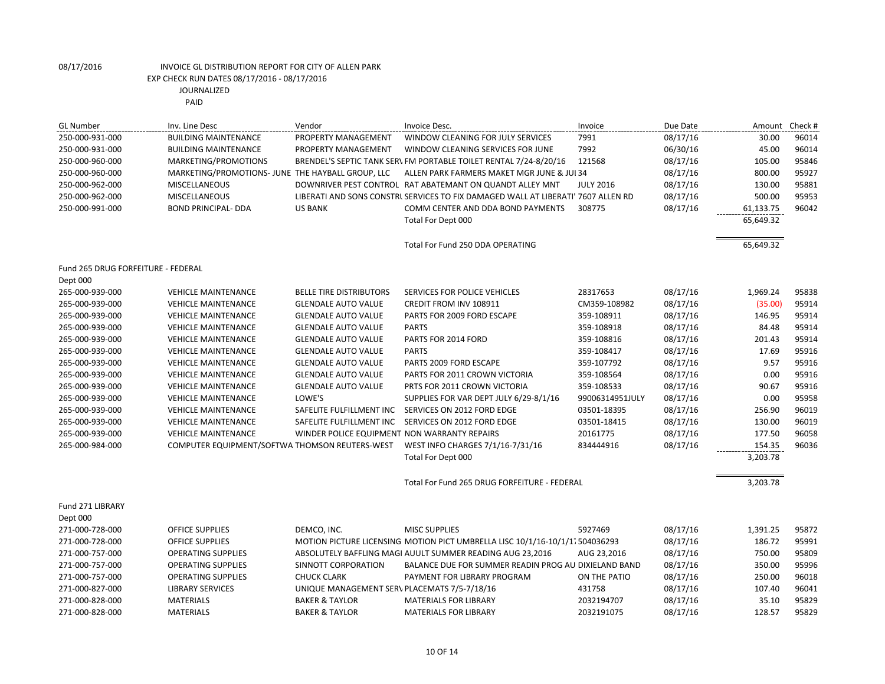08/17/2016 INVOICE GL DISTRIBUTION REPORT FOR CITY OF ALLEN PARK
EXP CHECK RUN DATES 08/17/2016 - 08/17/2016
JOURNALIZED
PAID

| GL Number | Inv. Line Desc | Vendor | Invoice Desc. | Invoice | Due Date | Amount | Check # |
|---|---|---|---|---|---|---|---|
| 250-000-931-000 | BUILDING MAINTENANCE | PROPERTY MANAGEMENT | WINDOW CLEANING FOR JULY SERVICES | 7991 | 08/17/16 | 30.00 | 96014 |
| 250-000-931-000 | BUILDING MAINTENANCE | PROPERTY MANAGEMENT | WINDOW CLEANING SERVICES FOR JUNE | 7992 | 06/30/16 | 45.00 | 96014 |
| 250-000-960-000 | MARKETING/PROMOTIONS | BRENDEL'S SEPTIC TANK SERV | FM PORTABLE TOILET RENTAL 7/24-8/20/16 | 121568 | 08/17/16 | 105.00 | 95846 |
| 250-000-960-000 | MARKETING/PROMOTIONS- JUNE | THE HAYBALL GROUP, LLC | ALLEN PARK FARMERS MAKET MGR JUNE & JUL | 34 | 08/17/16 | 800.00 | 95927 |
| 250-000-962-000 | MISCELLANEOUS | DOWNRIVER PEST CONTROL | RAT ABATEMANT ON QUANDT ALLEY MNT | JULY 2016 | 08/17/16 | 130.00 | 95881 |
| 250-000-962-000 | MISCELLANEOUS | LIBERATI AND SONS CONSTRU | SERVICES TO FIX DAMAGED WALL AT LIBERATI | 7607 ALLEN RD | 08/17/16 | 500.00 | 95953 |
| 250-000-991-000 | BOND PRINCIPAL- DDA | US BANK | COMM CENTER AND DDA BOND PAYMENTS | 308775 | 08/17/16 | 61,133.75 | 96042 |
| | | | Total For Dept 000 | | | 65,649.32 | |
| | | | Total For Fund 250 DDA OPERATING | | | 65,649.32 | |

Fund 265 DRUG FORFEITURE - FEDERAL

Dept 000

| GL Number | Inv. Line Desc | Vendor | Invoice Desc. | Invoice | Due Date | Amount | Check # |
|---|---|---|---|---|---|---|---|
| 265-000-939-000 | VEHICLE MAINTENANCE | BELLE TIRE DISTRIBUTORS | SERVICES FOR POLICE VEHICLES | 28317653 | 08/17/16 | 1,969.24 | 95838 |
| 265-000-939-000 | VEHICLE MAINTENANCE | GLENDALE AUTO VALUE | CREDIT FROM INV 108911 | CM359-108982 | 08/17/16 | (35.00) | 95914 |
| 265-000-939-000 | VEHICLE MAINTENANCE | GLENDALE AUTO VALUE | PARTS FOR 2009 FORD ESCAPE | 359-108911 | 08/17/16 | 146.95 | 95914 |
| 265-000-939-000 | VEHICLE MAINTENANCE | GLENDALE AUTO VALUE | PARTS | 359-108918 | 08/17/16 | 84.48 | 95914 |
| 265-000-939-000 | VEHICLE MAINTENANCE | GLENDALE AUTO VALUE | PARTS FOR 2014 FORD | 359-108816 | 08/17/16 | 201.43 | 95914 |
| 265-000-939-000 | VEHICLE MAINTENANCE | GLENDALE AUTO VALUE | PARTS | 359-108417 | 08/17/16 | 17.69 | 95916 |
| 265-000-939-000 | VEHICLE MAINTENANCE | GLENDALE AUTO VALUE | PARTS 2009 FORD ESCAPE | 359-107792 | 08/17/16 | 9.57 | 95916 |
| 265-000-939-000 | VEHICLE MAINTENANCE | GLENDALE AUTO VALUE | PARTS FOR 2011 CROWN VICTORIA | 359-108564 | 08/17/16 | 0.00 | 95916 |
| 265-000-939-000 | VEHICLE MAINTENANCE | GLENDALE AUTO VALUE | PRTS FOR 2011 CROWN VICTORIA | 359-108533 | 08/17/16 | 90.67 | 95916 |
| 265-000-939-000 | VEHICLE MAINTENANCE | LOWE'S | SUPPLIES FOR VAR DEPT JULY 6/29-8/1/16 | 99006314951JULY | 08/17/16 | 0.00 | 95958 |
| 265-000-939-000 | VEHICLE MAINTENANCE | SAFELITE FULFILLMENT INC | SERVICES ON 2012 FORD EDGE | 03501-18395 | 08/17/16 | 256.90 | 96019 |
| 265-000-939-000 | VEHICLE MAINTENANCE | SAFELITE FULFILLMENT INC | SERVICES ON 2012 FORD EDGE | 03501-18415 | 08/17/16 | 130.00 | 96019 |
| 265-000-939-000 | VEHICLE MAINTENANCE | WINDER POLICE EQUIPMENT | NON WARRANTY REPAIRS | 20161775 | 08/17/16 | 177.50 | 96058 |
| 265-000-984-000 | COMPUTER EQUIPMENT/SOFTWA | THOMSON REUTERS-WEST | WEST INFO CHARGES 7/1/16-7/31/16 | 834444916 | 08/17/16 | 154.35 | 96036 |
| | | | Total For Dept 000 | | | 3,203.78 | |
| | | | Total For Fund 265 DRUG FORFEITURE - FEDERAL | | | 3,203.78 | |

Fund 271 LIBRARY

Dept 000

| GL Number | Inv. Line Desc | Vendor | Invoice Desc. | Invoice | Due Date | Amount | Check # |
|---|---|---|---|---|---|---|---|
| 271-000-728-000 | OFFICE SUPPLIES | DEMCO, INC. | MISC SUPPLIES | 5927469 | 08/17/16 | 1,391.25 | 95872 |
| 271-000-728-000 | OFFICE SUPPLIES | MOTION PICTURE LICENSING | MOTION PICT UMBRELLA LISC 10/1/16-10/1/17 | 504036293 | 08/17/16 | 186.72 | 95991 |
| 271-000-757-000 | OPERATING SUPPLIES | ABSOLUTELY BAFFLING MAGI | AUULT SUMMER READING AUG 23,2016 | AUG 23,2016 | 08/17/16 | 750.00 | 95809 |
| 271-000-757-000 | OPERATING SUPPLIES | SINNOTT CORPORATION | BALANCE DUE FOR SUMMER READIN PROG AU | DIXIELAND BAND | 08/17/16 | 350.00 | 95996 |
| 271-000-757-000 | OPERATING SUPPLIES | CHUCK CLARK | PAYMENT FOR LIBRARY PROGRAM | ON THE PATIO | 08/17/16 | 250.00 | 96018 |
| 271-000-827-000 | LIBRARY SERVICES | UNIQUE MANAGEMENT SERV | PLACEMATS 7/5-7/18/16 | 431758 | 08/17/16 | 107.40 | 96041 |
| 271-000-828-000 | MATERIALS | BAKER & TAYLOR | MATERIALS FOR LIBRARY | 2032194707 | 08/17/16 | 35.10 | 95829 |
| 271-000-828-000 | MATERIALS | BAKER & TAYLOR | MATERIALS FOR LIBRARY | 2032191075 | 08/17/16 | 128.57 | 95829 |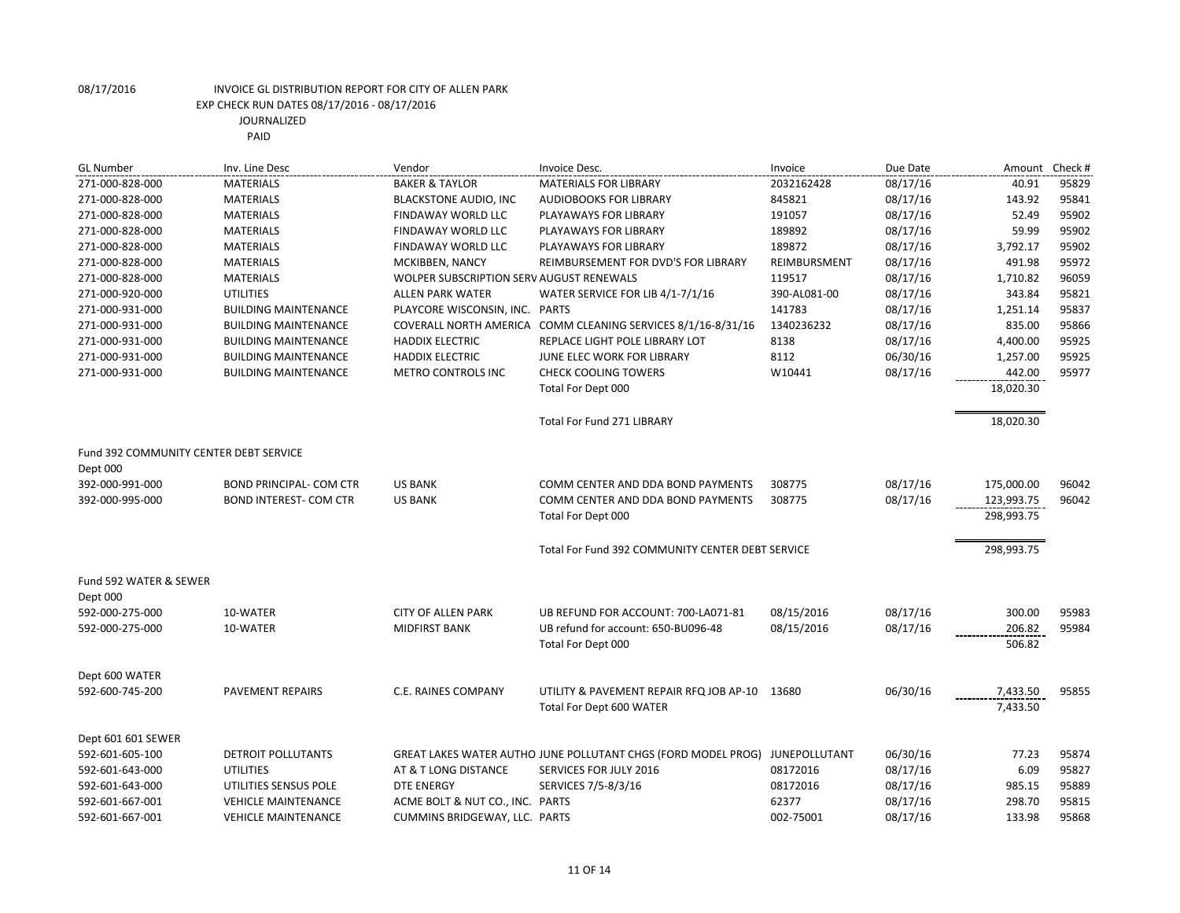08/17/2016 INVOICE GL DISTRIBUTION REPORT FOR CITY OF ALLEN PARK
EXP CHECK RUN DATES 08/17/2016 - 08/17/2016
JOURNALIZED
PAID

| GL Number | Inv. Line Desc | Vendor | Invoice Desc. | Invoice | Due Date | Amount | Check # |
|---|---|---|---|---|---|---|---|
| 271-000-828-000 | MATERIALS | BAKER & TAYLOR | MATERIALS FOR LIBRARY | 2032162428 | 08/17/16 | 40.91 | 95829 |
| 271-000-828-000 | MATERIALS | BLACKSTONE AUDIO, INC | AUDIOBOOKS FOR LIBRARY | 845821 | 08/17/16 | 143.92 | 95841 |
| 271-000-828-000 | MATERIALS | FINDAWAY WORLD LLC | PLAYAWAYS FOR LIBRARY | 191057 | 08/17/16 | 52.49 | 95902 |
| 271-000-828-000 | MATERIALS | FINDAWAY WORLD LLC | PLAYAWAYS FOR LIBRARY | 189892 | 08/17/16 | 59.99 | 95902 |
| 271-000-828-000 | MATERIALS | FINDAWAY WORLD LLC | PLAYAWAYS FOR LIBRARY | 189872 | 08/17/16 | 3,792.17 | 95902 |
| 271-000-828-000 | MATERIALS | MCKIBBEN, NANCY | REIMBURSEMENT FOR DVD'S FOR LIBRARY | REIMBURSMENT | 08/17/16 | 491.98 | 95972 |
| 271-000-828-000 | MATERIALS | WOLPER SUBSCRIPTION SERV | AUGUST RENEWALS | 119517 | 08/17/16 | 1,710.82 | 96059 |
| 271-000-920-000 | UTILITIES | ALLEN PARK WATER | WATER SERVICE FOR LIB 4/1-7/1/16 | 390-AL081-00 | 08/17/16 | 343.84 | 95821 |
| 271-000-931-000 | BUILDING MAINTENANCE | PLAYCORE WISCONSIN, INC. | PARTS | 141783 | 08/17/16 | 1,251.14 | 95837 |
| 271-000-931-000 | BUILDING MAINTENANCE | COVERALL NORTH AMERICA | COMM CLEANING SERVICES 8/1/16-8/31/16 | 1340236232 | 08/17/16 | 835.00 | 95866 |
| 271-000-931-000 | BUILDING MAINTENANCE | HADDIX ELECTRIC | REPLACE LIGHT POLE LIBRARY LOT | 8138 | 08/17/16 | 4,400.00 | 95925 |
| 271-000-931-000 | BUILDING MAINTENANCE | HADDIX ELECTRIC | JUNE ELEC WORK FOR LIBRARY | 8112 | 06/30/16 | 1,257.00 | 95925 |
| 271-000-931-000 | BUILDING MAINTENANCE | METRO CONTROLS INC | CHECK COOLING TOWERS | W10441 | 08/17/16 | 442.00 | 95977 |
| | | | Total For Dept 000 | | | 18,020.30 | |
| | | | Total For Fund 271 LIBRARY | | | 18,020.30 | |
| Fund 392 COMMUNITY CENTER DEBT SERVICE | | | | | | | |
| Dept 000 | | | | | | | |
| 392-000-991-000 | BOND PRINCIPAL- COM CTR | US BANK | COMM CENTER AND DDA BOND PAYMENTS | 308775 | 08/17/16 | 175,000.00 | 96042 |
| 392-000-995-000 | BOND INTEREST- COM CTR | US BANK | COMM CENTER AND DDA BOND PAYMENTS | 308775 | 08/17/16 | 123,993.75 | 96042 |
| | | | Total For Dept 000 | | | 298,993.75 | |
| | | | Total For Fund 392 COMMUNITY CENTER DEBT SERVICE | | | 298,993.75 | |
| Fund 592 WATER & SEWER | | | | | | | |
| Dept 000 | | | | | | | |
| 592-000-275-000 | 10-WATER | CITY OF ALLEN PARK | UB REFUND FOR ACCOUNT: 700-LA071-81 | 08/15/2016 | 08/17/16 | 300.00 | 95983 |
| 592-000-275-000 | 10-WATER | MIDFIRST BANK | UB refund for account: 650-BU096-48 | 08/15/2016 | 08/17/16 | 206.82 | 95984 |
| | | | Total For Dept 000 | | | 506.82 | |
| Dept 600 WATER | | | | | | | |
| 592-600-745-200 | PAVEMENT REPAIRS | C.E. RAINES COMPANY | UTILITY & PAVEMENT REPAIR RFQ JOB AP-10 | 13680 | 06/30/16 | 7,433.50 | 95855 |
| | | | Total For Dept 600 WATER | | | 7,433.50 | |
| Dept 601 601 SEWER | | | | | | | |
| 592-601-605-100 | DETROIT POLLUTANTS | GREAT LAKES WATER AUTHO | JUNE POLLUTANT CHGS (FORD MODEL PROG) | JUNEPOLLUTANT | 06/30/16 | 77.23 | 95874 |
| 592-601-643-000 | UTILITIES | AT & T LONG DISTANCE | SERVICES FOR JULY 2016 | 08172016 | 08/17/16 | 6.09 | 95827 |
| 592-601-643-000 | UTILITIES SENSUS POLE | DTE ENERGY | SERVICES 7/5-8/3/16 | 08172016 | 08/17/16 | 985.15 | 95889 |
| 592-601-667-001 | VEHICLE MAINTENANCE | ACME BOLT & NUT CO., INC. | PARTS | 62377 | 08/17/16 | 298.70 | 95815 |
| 592-601-667-001 | VEHICLE MAINTENANCE | CUMMINS BRIDGEWAY, LLC. | PARTS | 002-75001 | 08/17/16 | 133.98 | 95868 |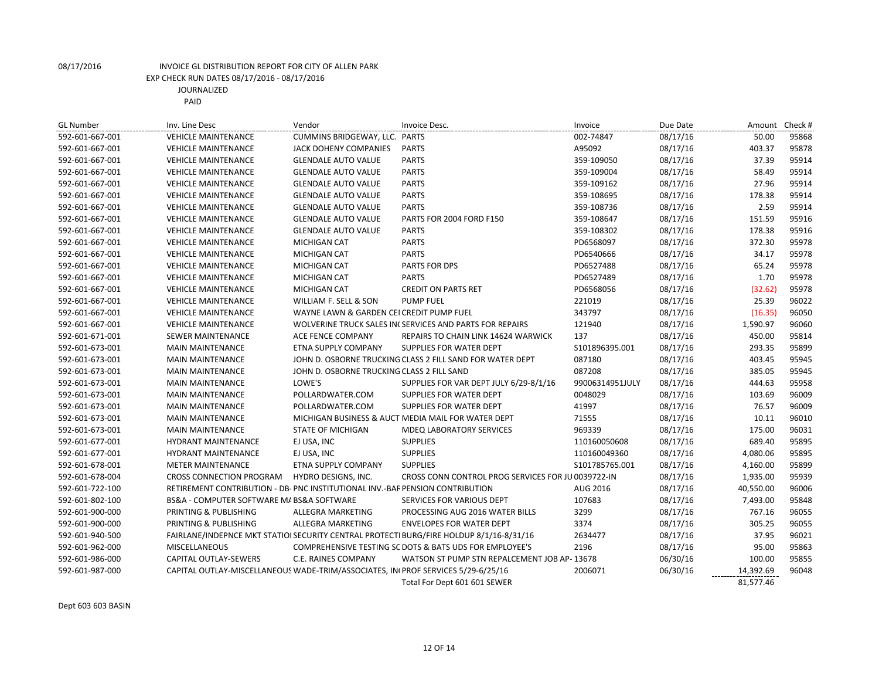08/17/2016 INVOICE GL DISTRIBUTION REPORT FOR CITY OF ALLEN PARK
EXP CHECK RUN DATES 08/17/2016 - 08/17/2016
JOURNALIZED
PAID

| GL Number | Inv. Line Desc | Vendor | Invoice Desc. | Invoice | Due Date | Amount | Check # |
|---|---|---|---|---|---|---|---|
| 592-601-667-001 | VEHICLE MAINTENANCE | CUMMINS BRIDGEWAY, LLC. | PARTS | 002-74847 | 08/17/16 | 50.00 | 95868 |
| 592-601-667-001 | VEHICLE MAINTENANCE | JACK DOHENY COMPANIES | PARTS | A95092 | 08/17/16 | 403.37 | 95878 |
| 592-601-667-001 | VEHICLE MAINTENANCE | GLENDALE AUTO VALUE | PARTS | 359-109050 | 08/17/16 | 37.39 | 95914 |
| 592-601-667-001 | VEHICLE MAINTENANCE | GLENDALE AUTO VALUE | PARTS | 359-109004 | 08/17/16 | 58.49 | 95914 |
| 592-601-667-001 | VEHICLE MAINTENANCE | GLENDALE AUTO VALUE | PARTS | 359-109162 | 08/17/16 | 27.96 | 95914 |
| 592-601-667-001 | VEHICLE MAINTENANCE | GLENDALE AUTO VALUE | PARTS | 359-108695 | 08/17/16 | 178.38 | 95914 |
| 592-601-667-001 | VEHICLE MAINTENANCE | GLENDALE AUTO VALUE | PARTS | 359-108736 | 08/17/16 | 2.59 | 95914 |
| 592-601-667-001 | VEHICLE MAINTENANCE | GLENDALE AUTO VALUE | PARTS FOR 2004 FORD F150 | 359-108647 | 08/17/16 | 151.59 | 95916 |
| 592-601-667-001 | VEHICLE MAINTENANCE | GLENDALE AUTO VALUE | PARTS | 359-108302 | 08/17/16 | 178.38 | 95916 |
| 592-601-667-001 | VEHICLE MAINTENANCE | MICHIGAN CAT | PARTS | PD6568097 | 08/17/16 | 372.30 | 95978 |
| 592-601-667-001 | VEHICLE MAINTENANCE | MICHIGAN CAT | PARTS | PD6540666 | 08/17/16 | 34.17 | 95978 |
| 592-601-667-001 | VEHICLE MAINTENANCE | MICHIGAN CAT | PARTS FOR DPS | PD6527488 | 08/17/16 | 65.24 | 95978 |
| 592-601-667-001 | VEHICLE MAINTENANCE | MICHIGAN CAT | PARTS | PD6527489 | 08/17/16 | 1.70 | 95978 |
| 592-601-667-001 | VEHICLE MAINTENANCE | MICHIGAN CAT | CREDIT ON PARTS RET | PD6568056 | 08/17/16 | (32.62) | 95978 |
| 592-601-667-001 | VEHICLE MAINTENANCE | WILLIAM F. SELL & SON | PUMP FUEL | 221019 | 08/17/16 | 25.39 | 96022 |
| 592-601-667-001 | VEHICLE MAINTENANCE | WAYNE LAWN & GARDEN CEI | CREDIT PUMP FUEL | 343797 | 08/17/16 | (16.35) | 96050 |
| 592-601-667-001 | VEHICLE MAINTENANCE | WOLVERINE TRUCK SALES IN( | SERVICES AND PARTS FOR REPAIRS | 121940 | 08/17/16 | 1,590.97 | 96060 |
| 592-601-671-001 | SEWER MAINTENANCE | ACE FENCE COMPANY | REPAIRS TO CHAIN LINK 14624 WARWICK | 137 | 08/17/16 | 450.00 | 95814 |
| 592-601-673-001 | MAIN MAINTENANCE | ETNA SUPPLY COMPANY | SUPPLIES FOR WATER DEPT | S101896395.001 | 08/17/16 | 293.35 | 95899 |
| 592-601-673-001 | MAIN MAINTENANCE | JOHN D. OSBORNE TRUCKING | CLASS 2 FILL SAND FOR WATER DEPT | 087180 | 08/17/16 | 403.45 | 95945 |
| 592-601-673-001 | MAIN MAINTENANCE | JOHN D. OSBORNE TRUCKING | CLASS 2 FILL SAND | 087208 | 08/17/16 | 385.05 | 95945 |
| 592-601-673-001 | MAIN MAINTENANCE | LOWE'S | SUPPLIES FOR VAR DEPT JULY 6/29-8/1/16 | 99006314951JULY | 08/17/16 | 444.63 | 95958 |
| 592-601-673-001 | MAIN MAINTENANCE | POLLARDWATER.COM | SUPPLIES FOR WATER DEPT | 0048029 | 08/17/16 | 103.69 | 96009 |
| 592-601-673-001 | MAIN MAINTENANCE | POLLARDWATER.COM | SUPPLIES FOR WATER DEPT | 41997 | 08/17/16 | 76.57 | 96009 |
| 592-601-673-001 | MAIN MAINTENANCE | MICHIGAN BUSINESS & AUCT | MEDIA MAIL FOR WATER DEPT | 71555 | 08/17/16 | 10.11 | 96010 |
| 592-601-673-001 | MAIN MAINTENANCE | STATE OF MICHIGAN | MDEQ LABORATORY SERVICES | 969339 | 08/17/16 | 175.00 | 96031 |
| 592-601-677-001 | HYDRANT MAINTENANCE | EJ USA, INC | SUPPLIES | 110160050608 | 08/17/16 | 689.40 | 95895 |
| 592-601-677-001 | HYDRANT MAINTENANCE | EJ USA, INC | SUPPLIES | 110160049360 | 08/17/16 | 4,080.06 | 95895 |
| 592-601-678-001 | METER MAINTENANCE | ETNA SUPPLY COMPANY | SUPPLIES | S101785765.001 | 08/17/16 | 4,160.00 | 95899 |
| 592-601-678-004 | CROSS CONNECTION PROGRAM | HYDRO DESIGNS, INC. | CROSS CONN CONTROL PROG SERVICES FOR JU | 0039722-IN | 08/17/16 | 1,935.00 | 95939 |
| 592-601-722-100 | RETIREMENT CONTRIBUTION - DB- | PNC INSTITUTIONAL INV.-BAF | PENSION CONTRIBUTION | AUG 2016 | 08/17/16 | 40,550.00 | 96006 |
| 592-601-802-100 | BS&A - COMPUTER SOFTWARE MA | BS&A SOFTWARE | SERVICES FOR VARIOUS DEPT | 107683 | 08/17/16 | 7,493.00 | 95848 |
| 592-601-900-000 | PRINTING & PUBLISHING | ALLEGRA MARKETING | PROCESSING AUG 2016 WATER BILLS | 3299 | 08/17/16 | 767.16 | 96055 |
| 592-601-900-000 | PRINTING & PUBLISHING | ALLEGRA MARKETING | ENVELOPES FOR WATER DEPT | 3374 | 08/17/16 | 305.25 | 96055 |
| 592-601-940-500 | FAIRLANE/INDEPNCE MKT STATIO | SECURITY CENTRAL PROTECTI | BURG/FIRE HOLDUP 8/1/16-8/31/16 | 2634477 | 08/17/16 | 37.95 | 96021 |
| 592-601-962-000 | MISCELLANEOUS | COMPREHENSIVE TESTING SC | DOTS & BATS UDS FOR EMPLOYEE'S | 2196 | 08/17/16 | 95.00 | 95863 |
| 592-601-986-000 | CAPITAL OUTLAY-SEWERS | C.E. RAINES COMPANY | WATSON ST PUMP STN REPALCEMENT JOB AP- | 13678 | 06/30/16 | 100.00 | 95855 |
| 592-601-987-000 | CAPITAL OUTLAY-MISCELLANEOUS | WADE-TRIM/ASSOCIATES, IN( | PROF SERVICES 5/29-6/25/16 | 2006071 | 06/30/16 | 14,392.69 | 96048 |
| | | | Total For Dept 601 601 SEWER | | | 81,577.46 | |

Dept 603 603 BASIN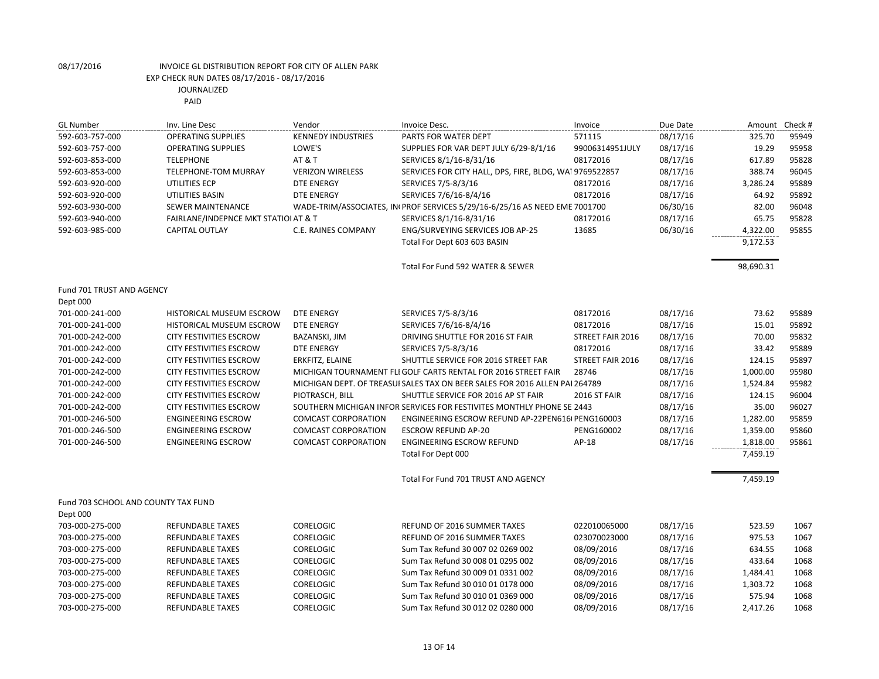08/17/2016 INVOICE GL DISTRIBUTION REPORT FOR CITY OF ALLEN PARK
EXP CHECK RUN DATES 08/17/2016 - 08/17/2016
JOURNALIZED
PAID

| GL Number | Inv. Line Desc | Vendor | Invoice Desc. | Invoice | Due Date | Amount | Check # |
|---|---|---|---|---|---|---|---|
| 592-603-757-000 | OPERATING SUPPLIES | KENNEDY INDUSTRIES | PARTS FOR WATER DEPT | 571115 | 08/17/16 | 325.70 | 95949 |
| 592-603-757-000 | OPERATING SUPPLIES | LOWE'S | SUPPLIES FOR VAR DEPT JULY 6/29-8/1/16 | 99006314951JULY | 08/17/16 | 19.29 | 95958 |
| 592-603-853-000 | TELEPHONE | AT & T | SERVICES 8/1/16-8/31/16 | 08172016 | 08/17/16 | 617.89 | 95828 |
| 592-603-853-000 | TELEPHONE-TOM MURRAY | VERIZON WIRELESS | SERVICES FOR CITY HALL, DPS, FIRE, BLDG, WAT | 9769522857 | 08/17/16 | 388.74 | 96045 |
| 592-603-920-000 | UTILITIES ECP | DTE ENERGY | SERVICES 7/5-8/3/16 | 08172016 | 08/17/16 | 3,286.24 | 95889 |
| 592-603-920-000 | UTILITIES BASIN | DTE ENERGY | SERVICES 7/6/16-8/4/16 | 08172016 | 08/17/16 | 64.92 | 95892 |
| 592-603-930-000 | SEWER MAINTENANCE | WADE-TRIM/ASSOCIATES, IN | PROF SERVICES 5/29/16-6/25/16 AS NEED EME | 7001700 | 06/30/16 | 82.00 | 96048 |
| 592-603-940-000 | FAIRLANE/INDEPNCE MKT STATIO | AT & T | SERVICES 8/1/16-8/31/16 | 08172016 | 08/17/16 | 65.75 | 95828 |
| 592-603-985-000 | CAPITAL OUTLAY | C.E. RAINES COMPANY | ENG/SURVEYING SERVICES JOB AP-25 | 13685 | 06/30/16 | 4,322.00 | 95855 |
| | | | Total For Dept 603 603 BASIN | | | 9,172.53 | |
| | | | Total For Fund 592 WATER & SEWER | | | 98,690.31 | |
| Fund 701 TRUST AND AGENCY | | | | | | | |
| Dept 000 | | | | | | | |
| 701-000-241-000 | HISTORICAL MUSEUM ESCROW | DTE ENERGY | SERVICES 7/5-8/3/16 | 08172016 | 08/17/16 | 73.62 | 95889 |
| 701-000-241-000 | HISTORICAL MUSEUM ESCROW | DTE ENERGY | SERVICES 7/6/16-8/4/16 | 08172016 | 08/17/16 | 15.01 | 95892 |
| 701-000-242-000 | CITY FESTIVITIES ESCROW | BAZANSKI, JIM | DRIVING SHUTTLE FOR 2016 ST FAIR | STREET FAIR 2016 | 08/17/16 | 70.00 | 95832 |
| 701-000-242-000 | CITY FESTIVITIES ESCROW | DTE ENERGY | SERVICES 7/5-8/3/16 | 08172016 | 08/17/16 | 33.42 | 95889 |
| 701-000-242-000 | CITY FESTIVITIES ESCROW | ERKFITZ, ELAINE | SHUTTLE SERVICE FOR 2016 STREET FAR | STREET FAIR 2016 | 08/17/16 | 124.15 | 95897 |
| 701-000-242-000 | CITY FESTIVITIES ESCROW | MICHIGAN TOURNAMENT FLI | GOLF CARTS RENTAL FOR 2016 STREET FAIR | 28746 | 08/17/16 | 1,000.00 | 95980 |
| 701-000-242-000 | CITY FESTIVITIES ESCROW | MICHIGAN DEPT. OF TREASUI | SALES TAX ON BEER SALES FOR 2016 ALLEN PAI | 264789 | 08/17/16 | 1,524.84 | 95982 |
| 701-000-242-000 | CITY FESTIVITIES ESCROW | PIOTRASCH, BILL | SHUTTLE SERVICE FOR 2016 AP ST FAIR | 2016 ST FAIR | 08/17/16 | 124.15 | 96004 |
| 701-000-242-000 | CITY FESTIVITIES ESCROW | SOUTHERN MICHIGAN INFOR | SERVICES FOR FESTIVITES MONTHLY PHONE SE | 2443 | 08/17/16 | 35.00 | 96027 |
| 701-000-246-500 | ENGINEERING ESCROW | COMCAST CORPORATION | ENGINEERING ESCROW REFUND AP-22PEN616 | PENG160003 | 08/17/16 | 1,282.00 | 95859 |
| 701-000-246-500 | ENGINEERING ESCROW | COMCAST CORPORATION | ESCROW REFUND AP-20 | PENG160002 | 08/17/16 | 1,359.00 | 95860 |
| 701-000-246-500 | ENGINEERING ESCROW | COMCAST CORPORATION | ENGINEERING ESCROW REFUND | AP-18 | 08/17/16 | 1,818.00 | 95861 |
| | | | Total For Dept 000 | | | 7,459.19 | |
| | | | Total For Fund 701 TRUST AND AGENCY | | | 7,459.19 | |
| Fund 703 SCHOOL AND COUNTY TAX FUND | | | | | | | |
| Dept 000 | | | | | | | |
| 703-000-275-000 | REFUNDABLE TAXES | CORELOGIC | REFUND OF 2016 SUMMER TAXES | 022010065000 | 08/17/16 | 523.59 | 1067 |
| 703-000-275-000 | REFUNDABLE TAXES | CORELOGIC | REFUND OF 2016 SUMMER TAXES | 023070023000 | 08/17/16 | 975.53 | 1067 |
| 703-000-275-000 | REFUNDABLE TAXES | CORELOGIC | Sum Tax Refund 30 007 02 0269 002 | 08/09/2016 | 08/17/16 | 634.55 | 1068 |
| 703-000-275-000 | REFUNDABLE TAXES | CORELOGIC | Sum Tax Refund 30 008 01 0295 002 | 08/09/2016 | 08/17/16 | 433.64 | 1068 |
| 703-000-275-000 | REFUNDABLE TAXES | CORELOGIC | Sum Tax Refund 30 009 01 0331 002 | 08/09/2016 | 08/17/16 | 1,484.41 | 1068 |
| 703-000-275-000 | REFUNDABLE TAXES | CORELOGIC | Sum Tax Refund 30 010 01 0178 000 | 08/09/2016 | 08/17/16 | 1,303.72 | 1068 |
| 703-000-275-000 | REFUNDABLE TAXES | CORELOGIC | Sum Tax Refund 30 010 01 0369 000 | 08/09/2016 | 08/17/16 | 575.94 | 1068 |
| 703-000-275-000 | REFUNDABLE TAXES | CORELOGIC | Sum Tax Refund 30 012 02 0280 000 | 08/09/2016 | 08/17/16 | 2,417.26 | 1068 |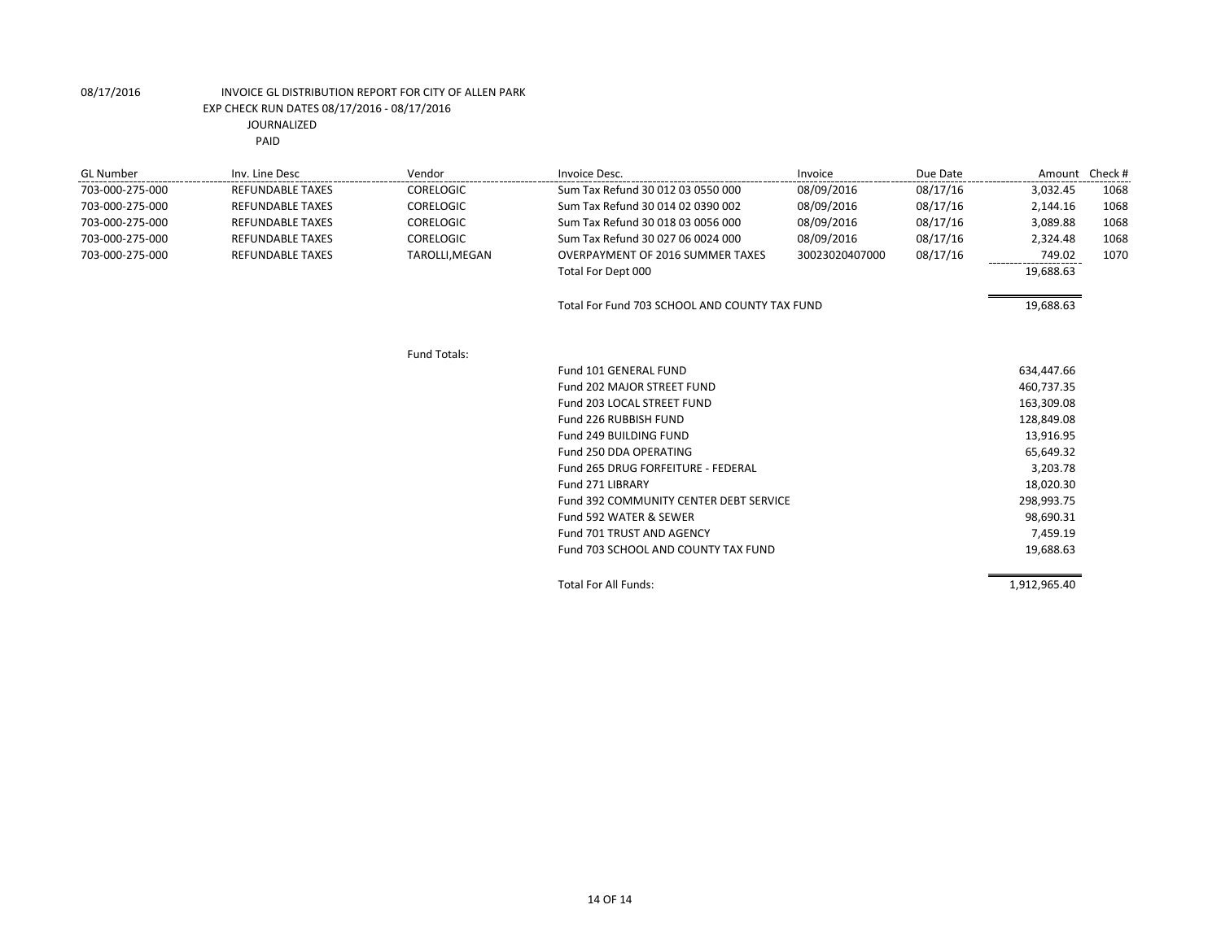08/17/2016 INVOICE GL DISTRIBUTION REPORT FOR CITY OF ALLEN PARK
EXP CHECK RUN DATES 08/17/2016 - 08/17/2016
JOURNALIZED
PAID

| GL Number | Inv. Line Desc | Vendor | Invoice Desc. | Invoice | Due Date | Amount | Check # |
|---|---|---|---|---|---|---|---|
| 703-000-275-000 | REFUNDABLE TAXES | CORELOGIC | Sum Tax Refund 30 012 03 0550 000 | 08/09/2016 | 08/17/16 | 3,032.45 | 1068 |
| 703-000-275-000 | REFUNDABLE TAXES | CORELOGIC | Sum Tax Refund 30 014 02 0390 002 | 08/09/2016 | 08/17/16 | 2,144.16 | 1068 |
| 703-000-275-000 | REFUNDABLE TAXES | CORELOGIC | Sum Tax Refund 30 018 03 0056 000 | 08/09/2016 | 08/17/16 | 3,089.88 | 1068 |
| 703-000-275-000 | REFUNDABLE TAXES | CORELOGIC | Sum Tax Refund 30 027 06 0024 000 | 08/09/2016 | 08/17/16 | 2,324.48 | 1068 |
| 703-000-275-000 | REFUNDABLE TAXES | TAROLLI,MEGAN | OVERPAYMENT OF 2016 SUMMER TAXES | 30023020407000 | 08/17/16 | 749.02 | 1070 |
| | | | Total For Dept 000 | | | 19,688.63 | |
| | | | Total For Fund 703 SCHOOL AND COUNTY TAX FUND | | | 19,688.63 | |

| | | |
|---|---|---|
| Fund Totals: | Fund 101 GENERAL FUND | 634,447.66 |
| | Fund 202 MAJOR STREET FUND | 460,737.35 |
| | Fund 203 LOCAL STREET FUND | 163,309.08 |
| | Fund 226 RUBBISH FUND | 128,849.08 |
| | Fund 249 BUILDING FUND | 13,916.95 |
| | Fund 250 DDA OPERATING | 65,649.32 |
| | Fund 265 DRUG FORFEITURE - FEDERAL | 3,203.78 |
| | Fund 271 LIBRARY | 18,020.30 |
| | Fund 392 COMMUNITY CENTER DEBT SERVICE | 298,993.75 |
| | Fund 592 WATER & SEWER | 98,690.31 |
| | Fund 701 TRUST AND AGENCY | 7,459.19 |
| | Fund 703 SCHOOL AND COUNTY TAX FUND | 19,688.63 |
| | Total For All Funds: | 1,912,965.40 |